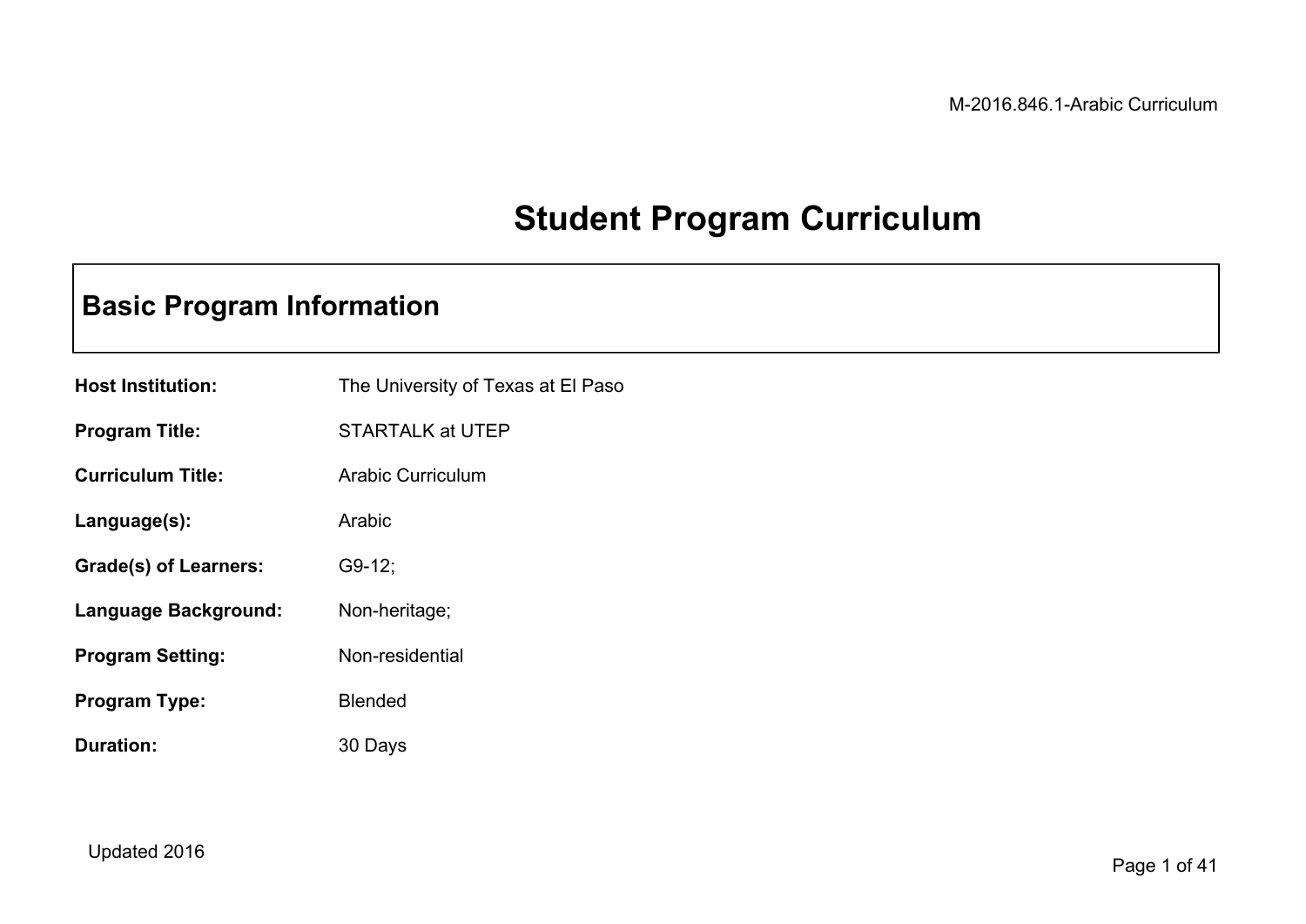# Student Program Curriculum

## Basic Program Information

**Host Institution:** The University of Texas at El Paso

**Program Title:** STARTALK at UTEP

**Curriculum Title:** Arabic Curriculum

**Language(s):** Arabic

**Grade(s) of Learners:** G9-12;

**Language Background:** Non-heritage;

**Program Setting:** Non-residential

**Program Type:** Blended

**Duration:** 30 Days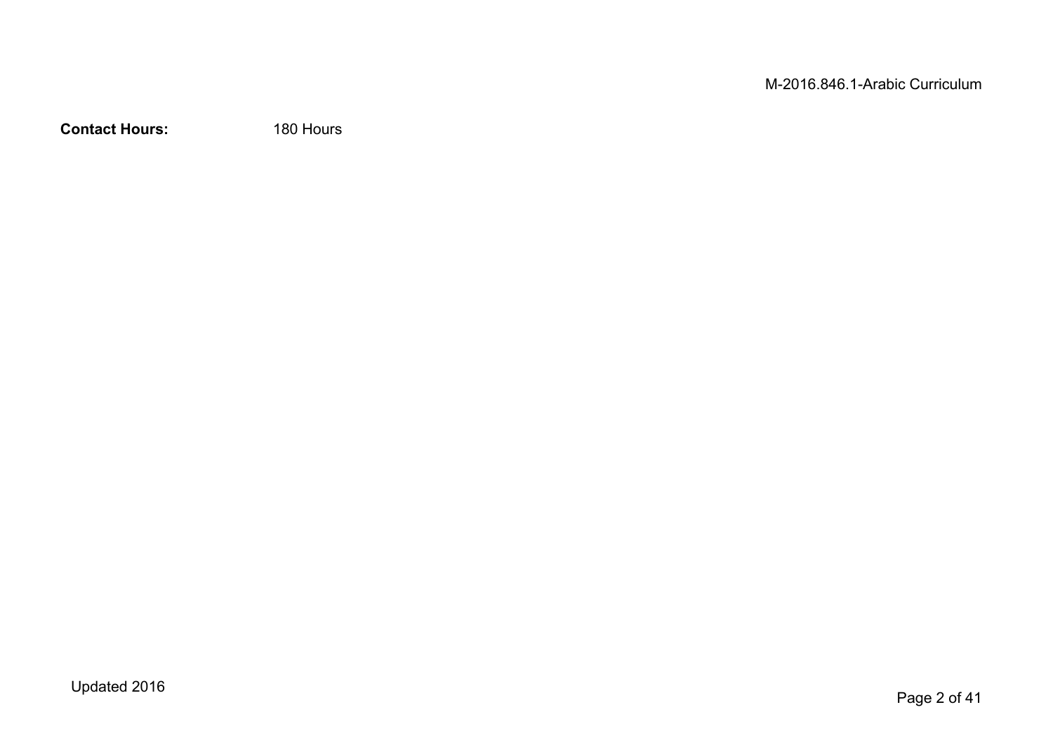**Contact Hours:** 180 Hours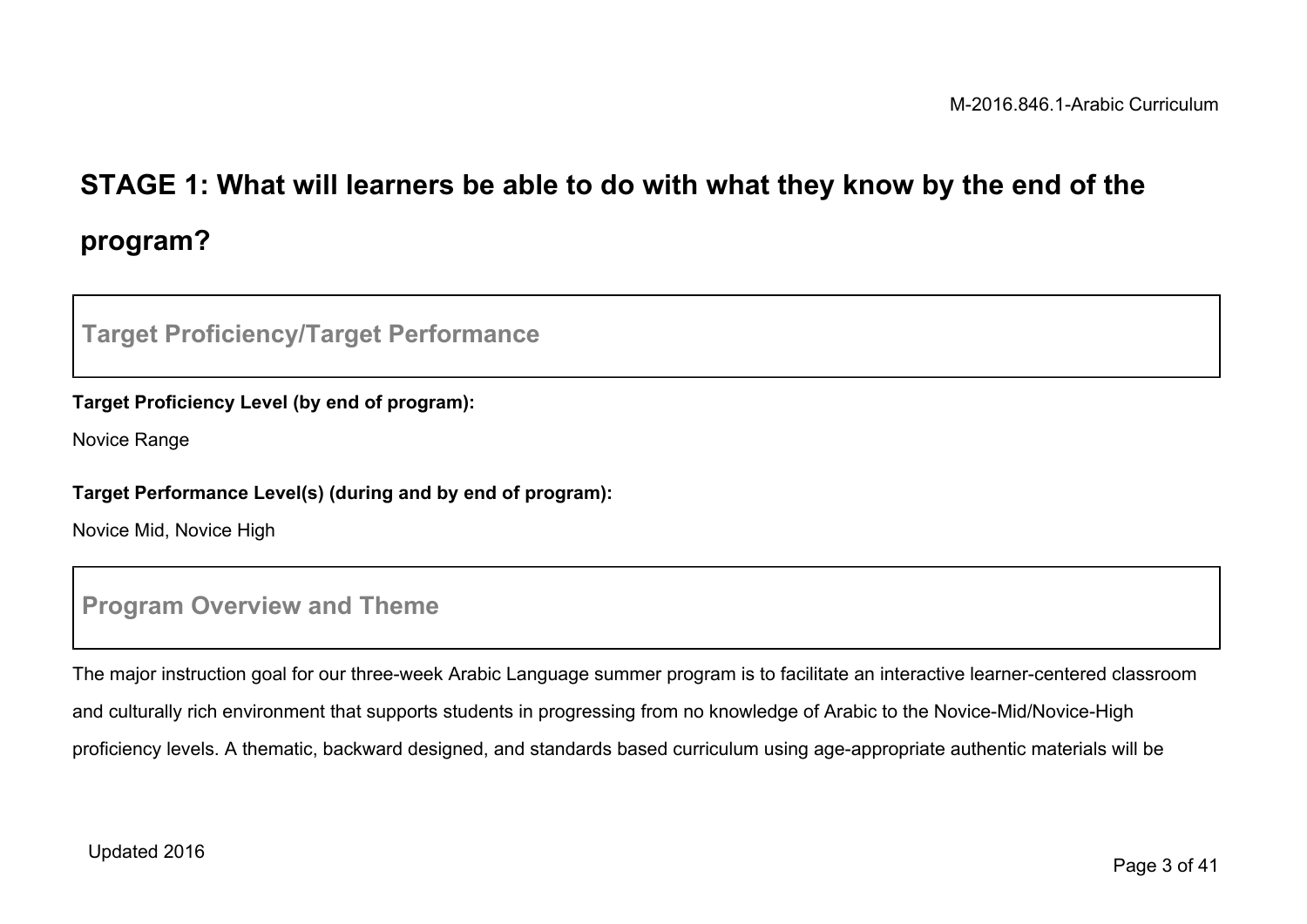## STAGE 1: What will learners be able to do with what they know by the end of the program?

### Target Proficiency/Target Performance

**Target Proficiency Level (by end of program):**

Novice Range

**Target Performance Level(s) (during and by end of program):**

Novice Mid, Novice High

### Program Overview and Theme

The major instruction goal for our three-week Arabic Language summer program is to facilitate an interactive learner-centered classroom and culturally rich environment that supports students in progressing from no knowledge of Arabic to the Novice-Mid/Novice-High proficiency levels. A thematic, backward designed, and standards based curriculum using age-appropriate authentic materials will be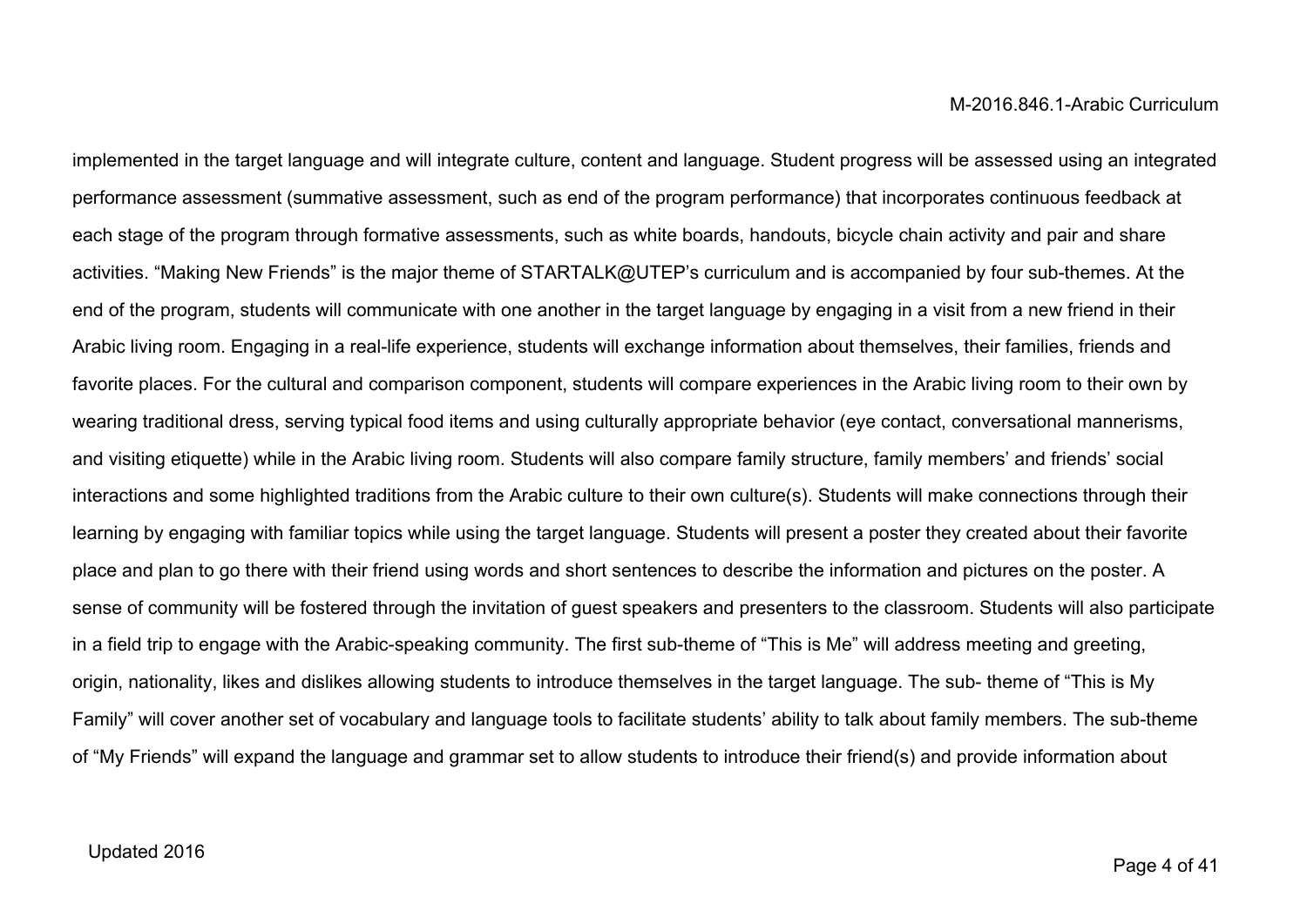implemented in the target language and will integrate culture, content and language. Student progress will be assessed using an integrated performance assessment (summative assessment, such as end of the program performance) that incorporates continuous feedback at each stage of the program through formative assessments, such as white boards, handouts, bicycle chain activity and pair and share activities. “Making New Friends” is the major theme of STARTALK@UTEP’s curriculum and is accompanied by four sub-themes. At the end of the program, students will communicate with one another in the target language by engaging in a visit from a new friend in their Arabic living room. Engaging in a real-life experience, students will exchange information about themselves, their families, friends and favorite places. For the cultural and comparison component, students will compare experiences in the Arabic living room to their own by wearing traditional dress, serving typical food items and using culturally appropriate behavior (eye contact, conversational mannerisms, and visiting etiquette) while in the Arabic living room. Students will also compare family structure, family members’ and friends’ social interactions and some highlighted traditions from the Arabic culture to their own culture(s). Students will make connections through their learning by engaging with familiar topics while using the target language. Students will present a poster they created about their favorite place and plan to go there with their friend using words and short sentences to describe the information and pictures on the poster. A sense of community will be fostered through the invitation of guest speakers and presenters to the classroom. Students will also participate in a field trip to engage with the Arabic-speaking community. The first sub-theme of “This is Me” will address meeting and greeting, origin, nationality, likes and dislikes allowing students to introduce themselves in the target language. The sub- theme of “This is My Family” will cover another set of vocabulary and language tools to facilitate students’ ability to talk about family members. The sub-theme of “My Friends” will expand the language and grammar set to allow students to introduce their friend(s) and provide information about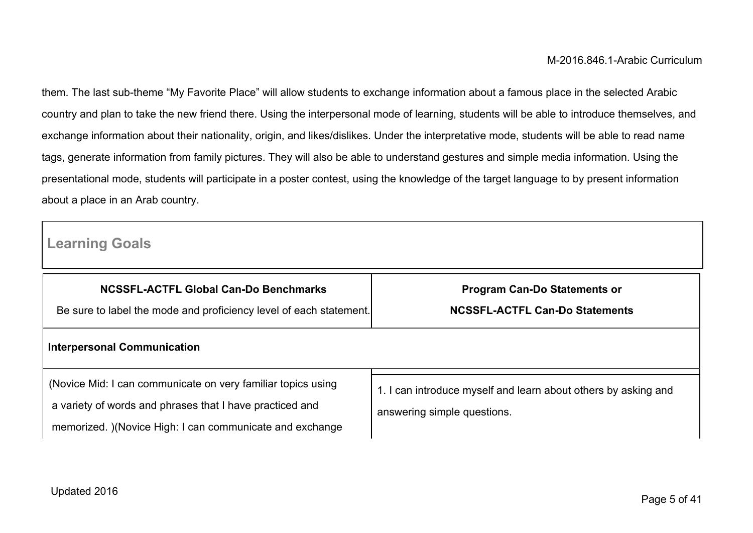them. The last sub-theme “My Favorite Place” will allow students to exchange information about a famous place in the selected Arabic country and plan to take the new friend there. Using the interpersonal mode of learning, students will be able to introduce themselves, and exchange information about their nationality, origin, and likes/dislikes. Under the interpretative mode, students will be able to read name tags, generate information from family pictures. They will also be able to understand gestures and simple media information. Using the presentational mode, students will participate in a poster contest, using the knowledge of the target language to by present information about a place in an Arab country.

## Learning Goals

| **NCSSFL-ACTFL Global Can-Do Benchmarks**<br>Be sure to label the mode and proficiency level of each statement. | **Program Can-Do Statements or**<br>**NCSSFL-ACTFL Can-Do Statements** |
|---|---|
| **Interpersonal Communication** | |
| (Novice Mid: I can communicate on very familiar topics using a variety of words and phrases that I have practiced and memorized. )(Novice High: I can communicate and exchange | 1. I can introduce myself and learn about others by asking and answering simple questions. |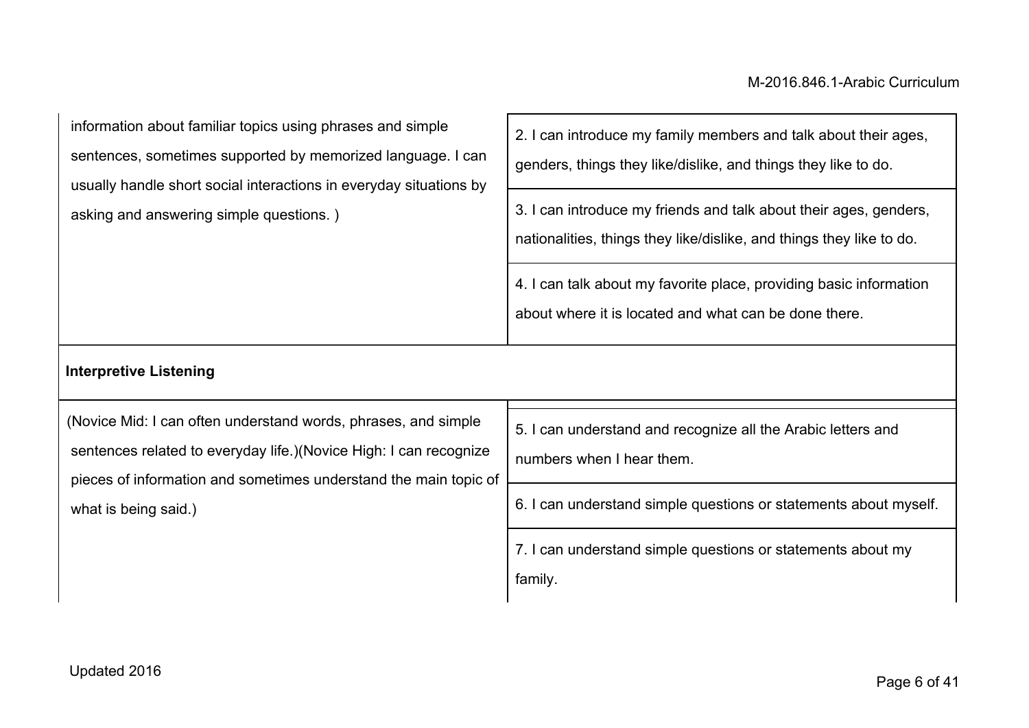| | |
|---|---|
| information about familiar topics using phrases and simple sentences, sometimes supported by memorized language. I can usually handle short social interactions in everyday situations by asking and answering simple questions. ) | 2. I can introduce my family members and talk about their ages, genders, things they like/dislike, and things they like to do. |
| | 3. I can introduce my friends and talk about their ages, genders, nationalities, things they like/dislike, and things they like to do. |
| | 4. I can talk about my favorite place, providing basic information about where it is located and what can be done there. |
| **Interpretive Listening** | |
| (Novice Mid: I can often understand words, phrases, and simple sentences related to everyday life.)(Novice High: I can recognize pieces of information and sometimes understand the main topic of what is being said.) | 5. I can understand and recognize all the Arabic letters and numbers when I hear them. |
| | 6. I can understand simple questions or statements about myself. |
| | 7. I can understand simple questions or statements about my family. |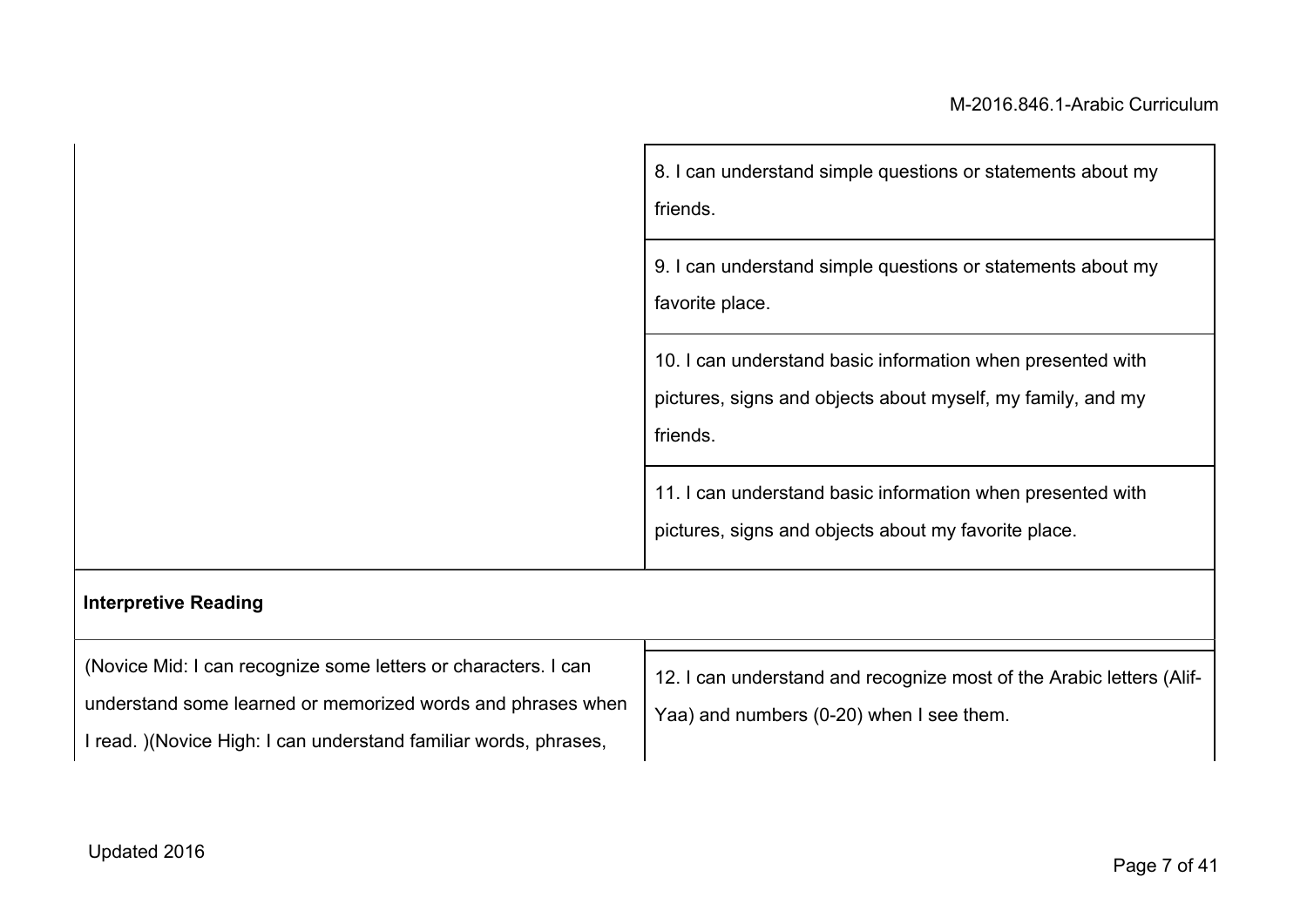| | |
|---|---|
| | 8. I can understand simple questions or statements about my friends. |
| | 9. I can understand simple questions or statements about my favorite place. |
| | 10. I can understand basic information when presented with pictures, signs and objects about myself, my family, and my friends. |
| | 11. I can understand basic information when presented with pictures, signs and objects about my favorite place. |
| **Interpretive Reading** | |
| (Novice Mid: I can recognize some letters or characters. I can understand some learned or memorized words and phrases when I read. )(Novice High: I can understand familiar words, phrases, | 12. I can understand and recognize most of the Arabic letters (Alif-Yaa) and numbers (0-20) when I see them. |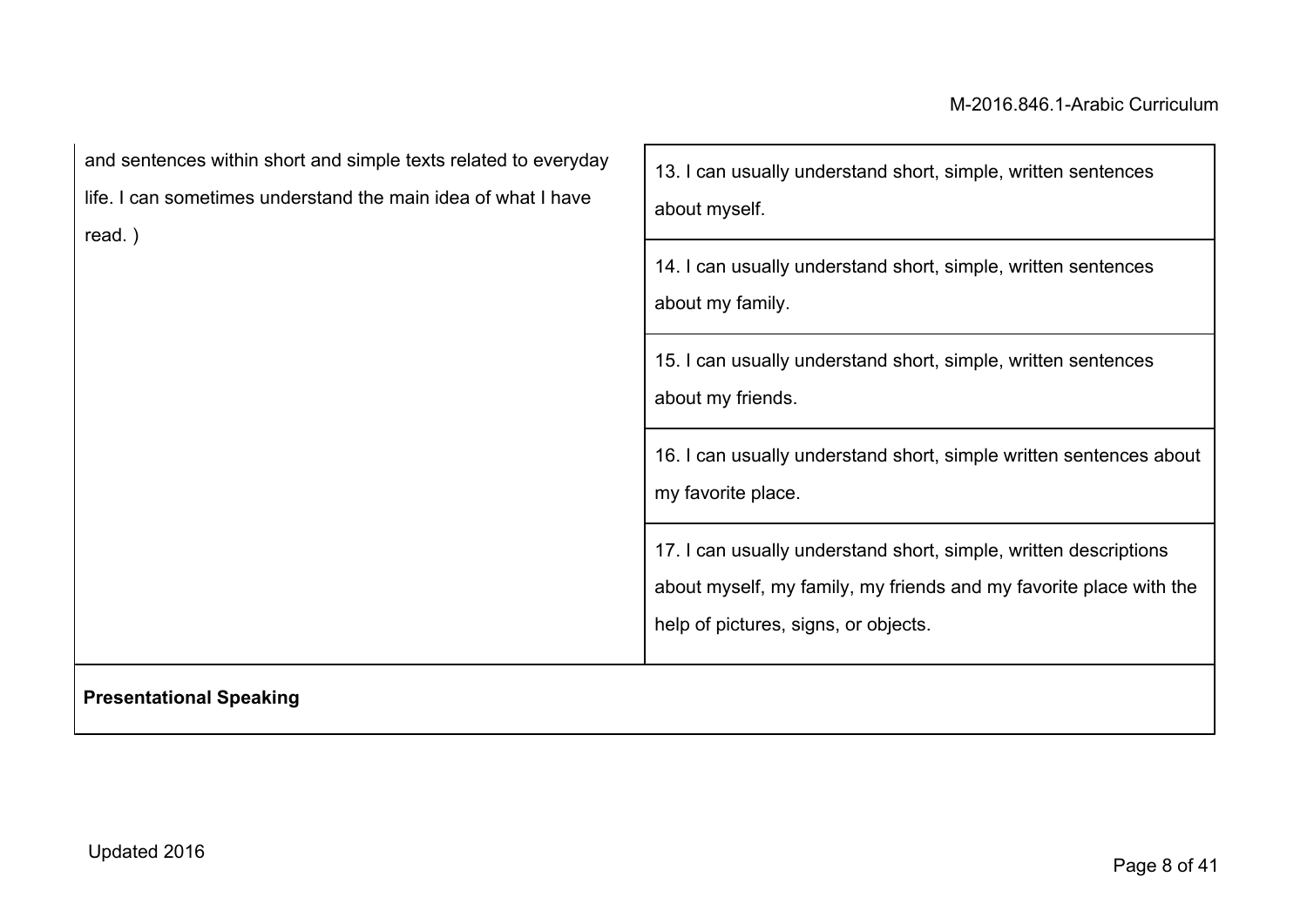| | |
|---|---|
| and sentences within short and simple texts related to everyday life. I can sometimes understand the main idea of what I have read. ) | 13. I can usually understand short, simple, written sentences about myself. |
| | 14. I can usually understand short, simple, written sentences about my family. |
| | 15. I can usually understand short, simple, written sentences about my friends. |
| | 16. I can usually understand short, simple written sentences about my favorite place. |
| | 17. I can usually understand short, simple, written descriptions about myself, my family, my friends and my favorite place with the help of pictures, signs, or objects. |
| **Presentational Speaking** | |

Updated 2016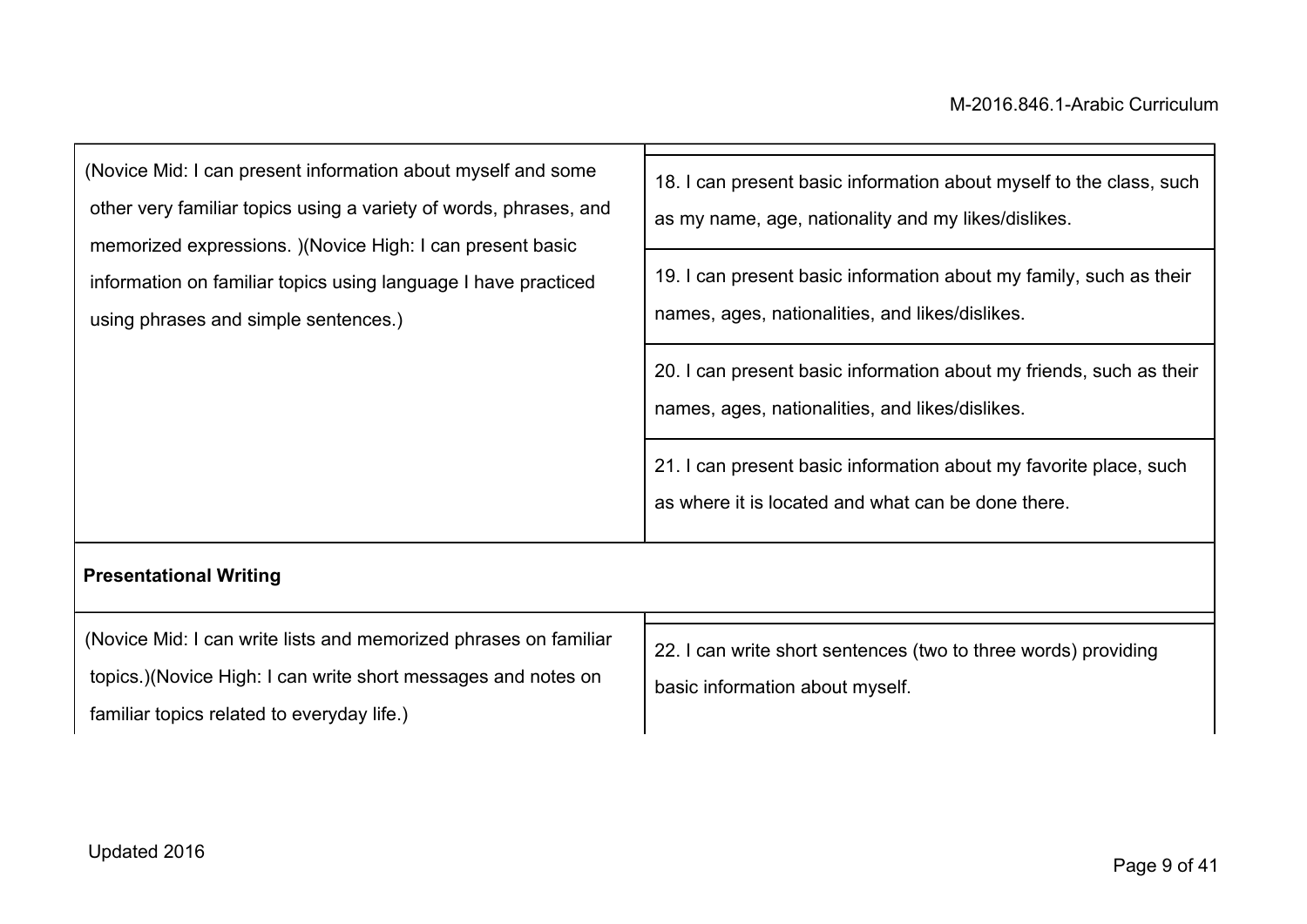| | |
|---|---|
| (Novice Mid: I can present information about myself and some other very familiar topics using a variety of words, phrases, and memorized expressions. )(Novice High: I can present basic information on familiar topics using language I have practiced using phrases and simple sentences.) | 18. I can present basic information about myself to the class, such as my name, age, nationality and my likes/dislikes. |
| | 19. I can present basic information about my family, such as their names, ages, nationalities, and likes/dislikes. |
| | 20. I can present basic information about my friends, such as their names, ages, nationalities, and likes/dislikes. |
| | 21. I can present basic information about my favorite place, such as where it is located and what can be done there. |
| **Presentational Writing** | |
| (Novice Mid: I can write lists and memorized phrases on familiar topics.)(Novice High: I can write short messages and notes on familiar topics related to everyday life.) | 22. I can write short sentences (two to three words) providing basic information about myself. |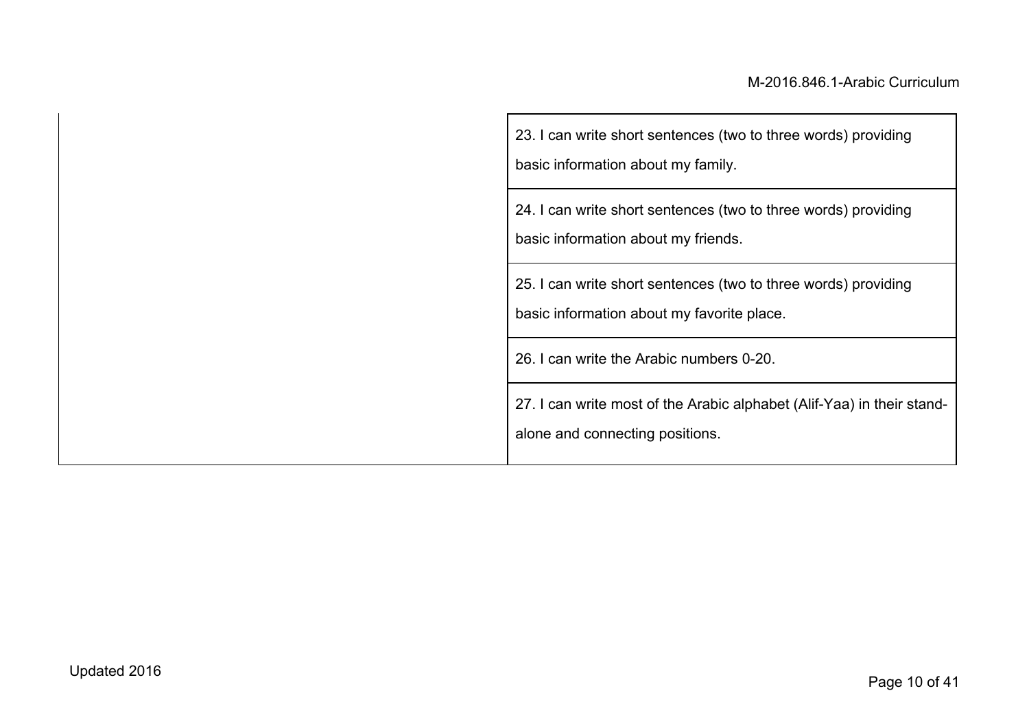| | |
|---|---|
| | 23. I can write short sentences (two to three words) providing basic information about my family. |
| | 24. I can write short sentences (two to three words) providing basic information about my friends. |
| | 25. I can write short sentences (two to three words) providing basic information about my favorite place. |
| | 26. I can write the Arabic numbers 0-20. |
| | 27. I can write most of the Arabic alphabet (Alif-Yaa) in their stand-alone and connecting positions. |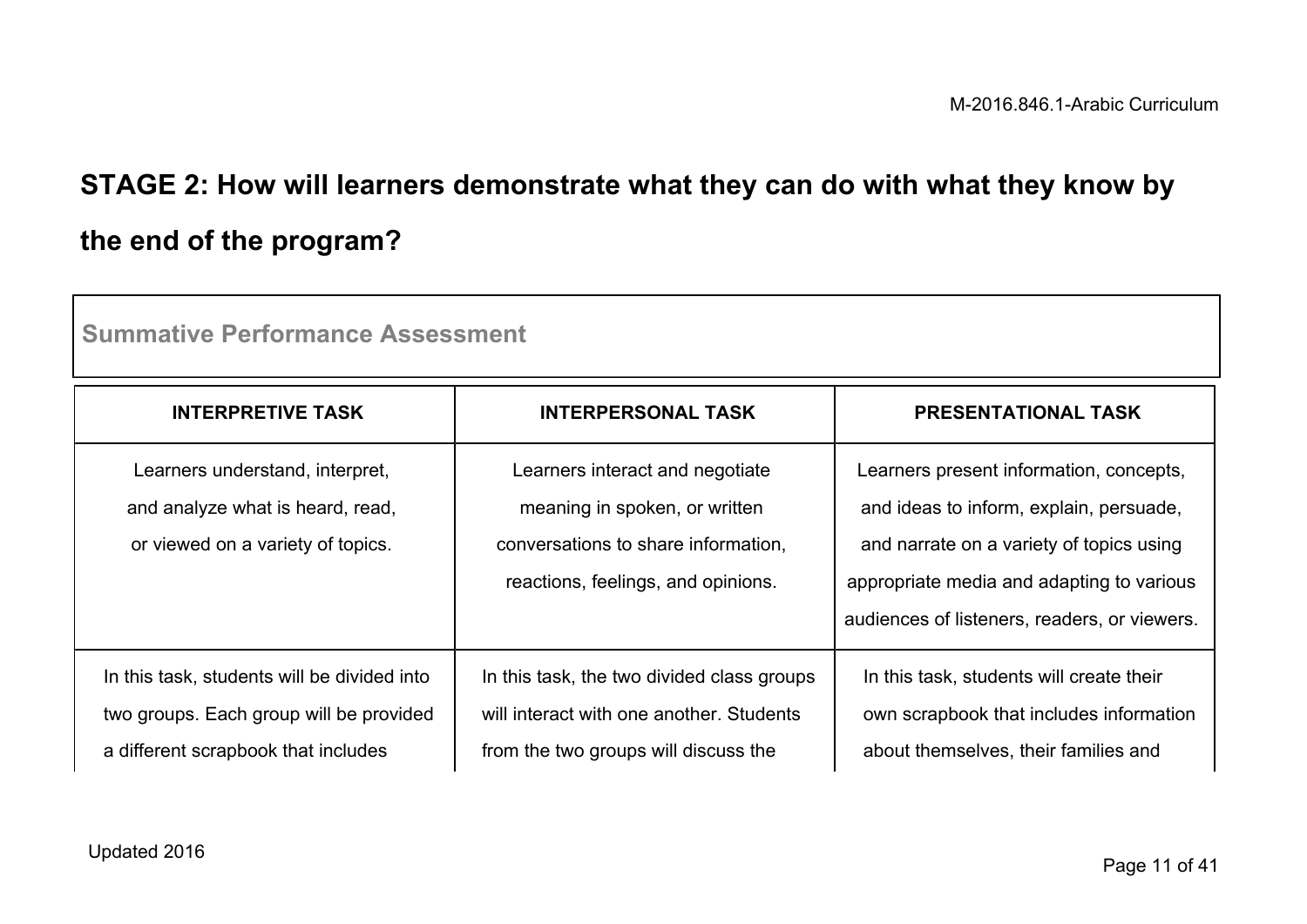## STAGE 2: How will learners demonstrate what they can do with what they know by the end of the program?

**Summative Performance Assessment**

| INTERPRETIVE TASK | INTERPERSONAL TASK | PRESENTATIONAL TASK |
|---|---|---|
| Learners understand, interpret, and analyze what is heard, read, or viewed on a variety of topics. | Learners interact and negotiate meaning in spoken, or written conversations to share information, reactions, feelings, and opinions. | Learners present information, concepts, and ideas to inform, explain, persuade, and narrate on a variety of topics using appropriate media and adapting to various audiences of listeners, readers, or viewers. |
| In this task, students will be divided into two groups. Each group will be provided a different scrapbook that includes | In this task, the two divided class groups will interact with one another. Students from the two groups will discuss the | In this task, students will create their own scrapbook that includes information about themselves, their families and |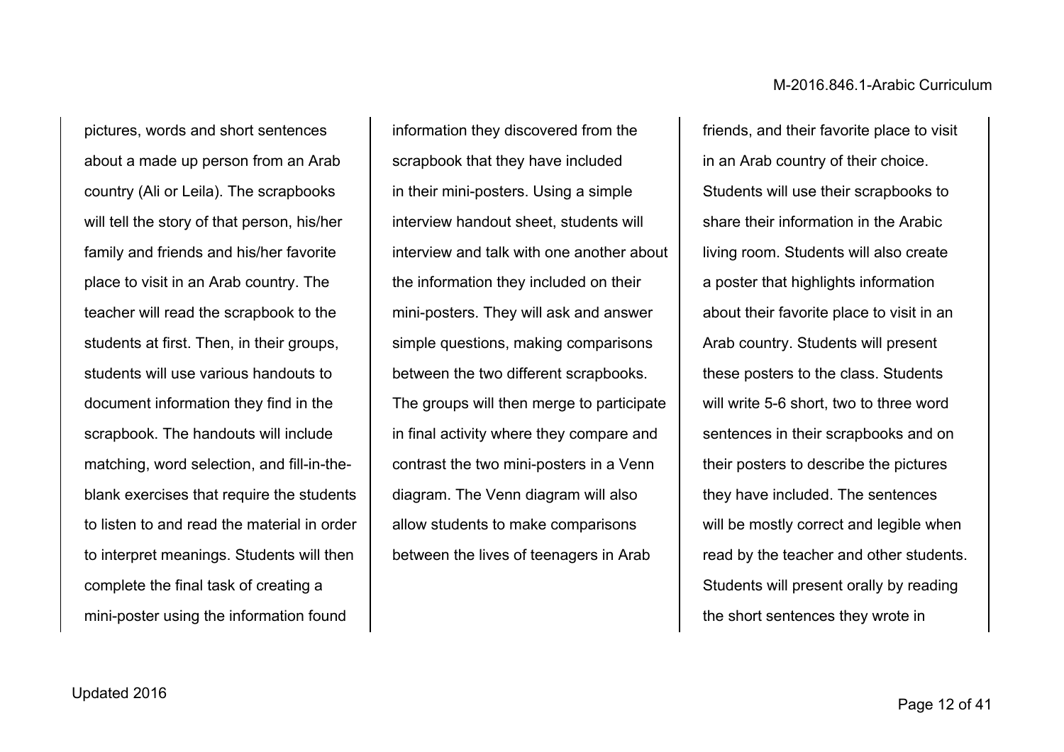| | | |
|---|---|---|
| pictures, words and short sentences about a made up person from an Arab country (Ali or Leila). The scrapbooks will tell the story of that person, his/her family and friends and his/her favorite place to visit in an Arab country. The teacher will read the scrapbook to the students at first. Then, in their groups, students will use various handouts to document information they find in the scrapbook. The handouts will include matching, word selection, and fill-in-the-blank exercises that require the students to listen to and read the material in order to interpret meanings. Students will then complete the final task of creating a mini-poster using the information found | information they discovered from the scrapbook that they have included in their mini-posters. Using a simple interview handout sheet, students will interview and talk with one another about the information they included on their mini-posters. They will ask and answer simple questions, making comparisons between the two different scrapbooks. The groups will then merge to participate in final activity where they compare and contrast the two mini-posters in a Venn diagram. The Venn diagram will also allow students to make comparisons between the lives of teenagers in Arab | friends, and their favorite place to visit in an Arab country of their choice. Students will use their scrapbooks to share their information in the Arabic living room. Students will also create a poster that highlights information about their favorite place to visit in an Arab country. Students will present these posters to the class. Students will write 5-6 short, two to three word sentences in their scrapbooks and on their posters to describe the pictures they have included. The sentences will be mostly correct and legible when read by the teacher and other students. Students will present orally by reading the short sentences they wrote in |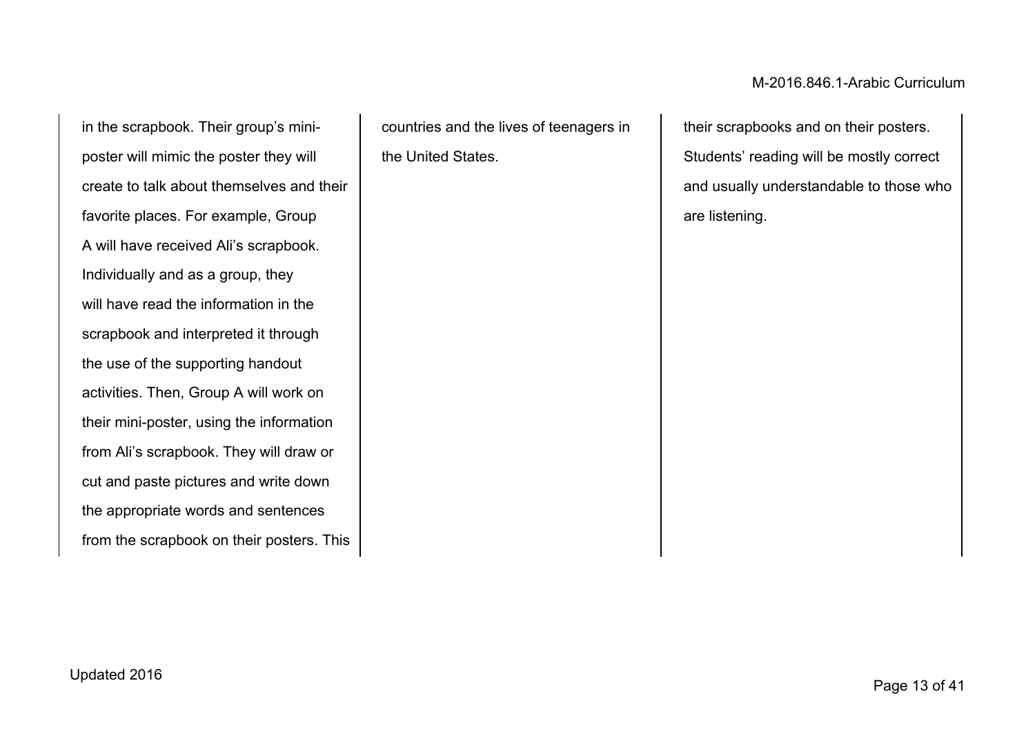| | | |
|---|---|---|
| in the scrapbook. Their group's mini-poster will mimic the poster they will create to talk about themselves and their favorite places. For example, Group A will have received Ali's scrapbook. Individually and as a group, they will have read the information in the scrapbook and interpreted it through the use of the supporting handout activities. Then, Group A will work on their mini-poster, using the information from Ali's scrapbook. They will draw or cut and paste pictures and write down the appropriate words and sentences from the scrapbook on their posters. This | countries and the lives of teenagers in the United States. | their scrapbooks and on their posters. Students' reading will be mostly correct and usually understandable to those who are listening. |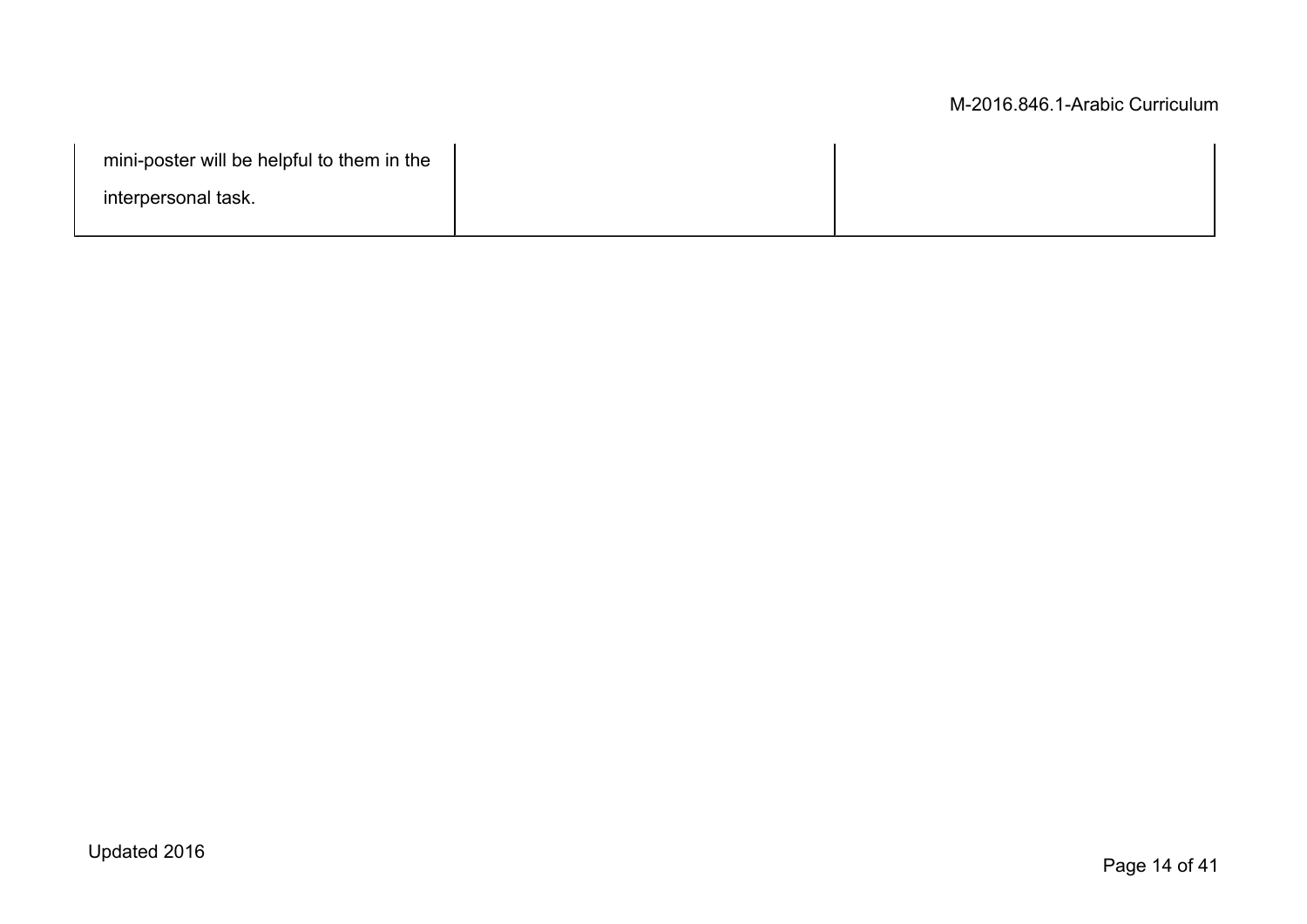| | | |
|---|---|---|
| mini-poster will be helpful to them in the interpersonal task. | | |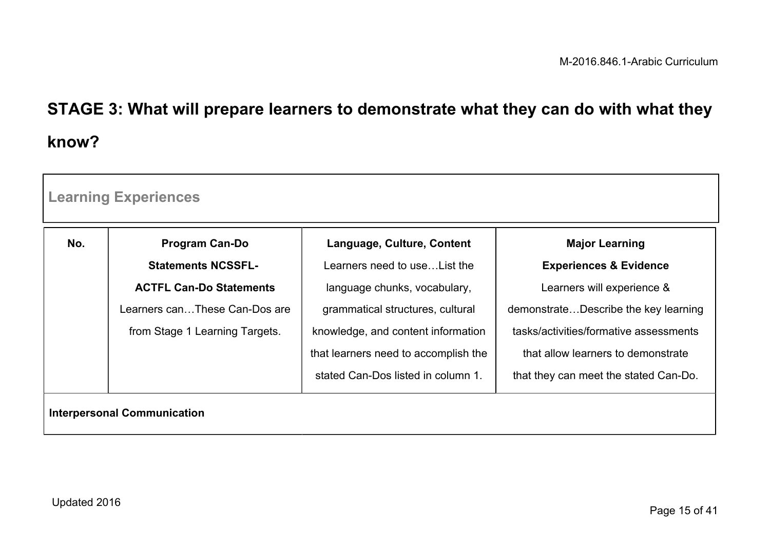## STAGE 3: What will prepare learners to demonstrate what they can do with what they know?

**Learning Experiences**

| No. | **Program Can-Do Statements NCSSFL-ACTFL Can-Do Statements** Learners can…These Can-Dos are from Stage 1 Learning Targets. | **Language, Culture, Content** Learners need to use…List the language chunks, vocabulary, grammatical structures, cultural knowledge, and content information that learners need to accomplish the stated Can-Dos listed in column 1. | **Major Learning Experiences & Evidence** Learners will experience & demonstrate…Describe the key learning tasks/activities/formative assessments that allow learners to demonstrate that they can meet the stated Can-Do. |
|---|---|---|---|
| **Interpersonal Communication** | | | |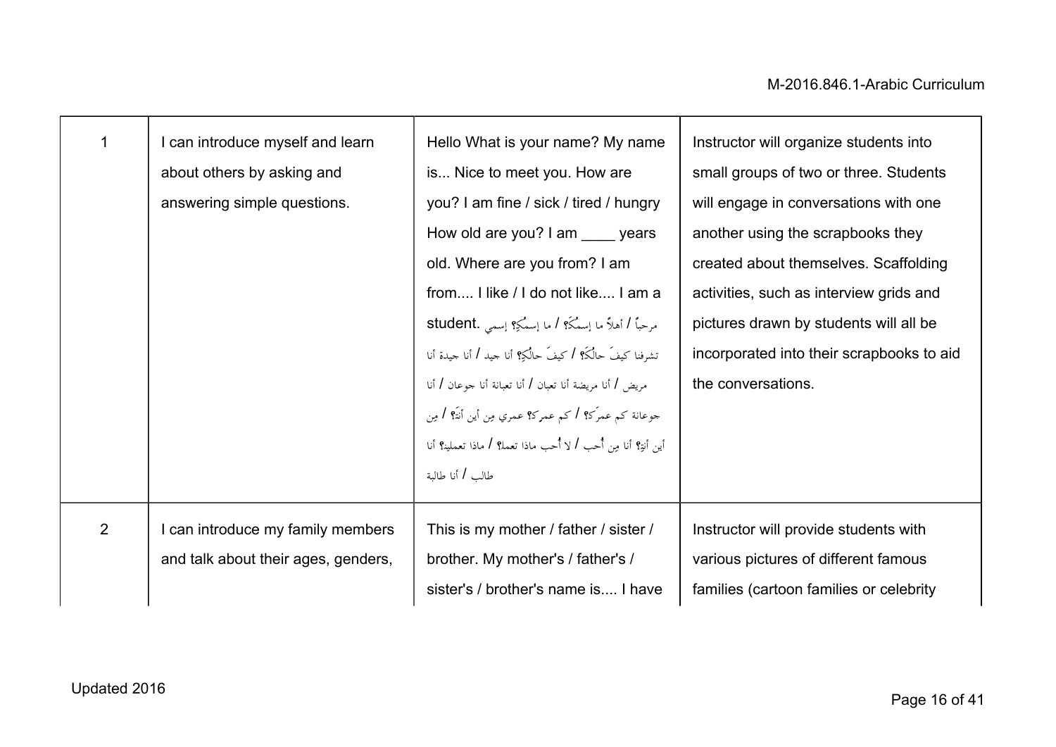| | | | |
|---|---|---|---|
| 1 | I can introduce myself and learn about others by asking and answering simple questions. | Hello What is your name? My name is... Nice to meet you. How are you? I am fine / sick / tired / hungry How old are you? I am ____ years old. Where are you from? I am from.... I like / I do not like.... I am a student. مرحباً / أهلاً ما إسمُكَ؟ / ما إسمُكِ؟ إسمي تشرفنا كيفَ حالُكَ؟ / كيفَ حالُكِ؟ أنا جيد / أنا جيدة أنا مريض / أنا مريضة أنا تعبان / أنا تعبانة أنا جوعان / أنا جوعانة كم عمرَكَ؟ / كم عمركِ؟ عمري مِن أين أنتَ؟ / مِن أين أنتِ؟ أنا مِن أُحب / لا أُحب ماذا تعملُ؟ / ماذا تعملينَ؟ أنا طالب / أنا طالبة | Instructor will organize students into small groups of two or three. Students will engage in conversations with one another using the scrapbooks they created about themselves. Scaffolding activities, such as interview grids and pictures drawn by students will all be incorporated into their scrapbooks to aid the conversations. |
| 2 | I can introduce my family members and talk about their ages, genders, | This is my mother / father / sister / brother. My mother's / father's / sister's / brother's name is.... I have | Instructor will provide students with various pictures of different famous families (cartoon families or celebrity |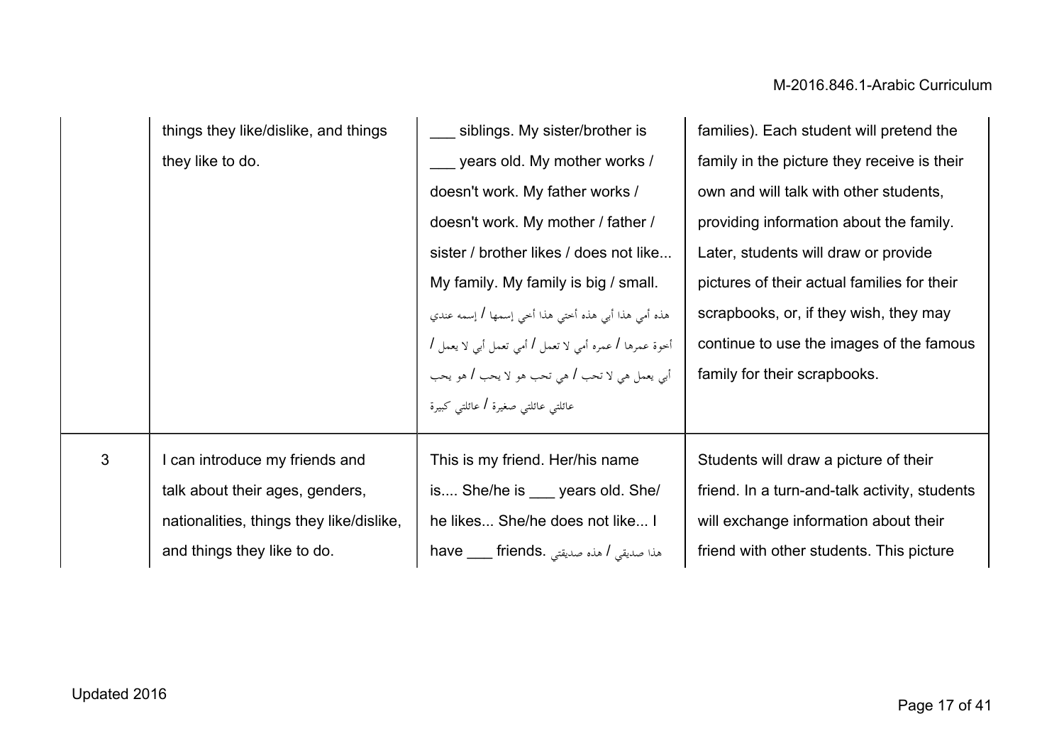| | | | |
|---|---|---|---|
| | things they like/dislike, and things they like to do. | ___ siblings. My sister/brother is ___ years old. My mother works / doesn't work. My father works / doesn't work. My mother / father / sister / brother likes / does not like... My family. My family is big / small. هذه أمي هذا أبي هذه أختي هذا أخي إسمها / إسمه عندي أخوة عمرها / عمره أمي لا تعمل / أمي تعمل أبي لا يعمل / أبي يعمل هي لا تحب / هي تحب هو لا يحب / هو يحب عائلتي عائلتي صغيرة / عائلتي كبيرة | families). Each student will pretend the family in the picture they receive is their own and will talk with other students, providing information about the family. Later, students will draw or provide pictures of their actual families for their scrapbooks, or, if they wish, they may continue to use the images of the famous family for their scrapbooks. |
| 3 | I can introduce my friends and talk about their ages, genders, nationalities, things they like/dislike, and things they like to do. | This is my friend. Her/his name is.... She/he is ___ years old. She/ he likes... She/he does not like... I have ___ friends. هذا صديقي / هذه صديقتي | Students will draw a picture of their friend. In a turn-and-talk activity, students will exchange information about their friend with other students. This picture |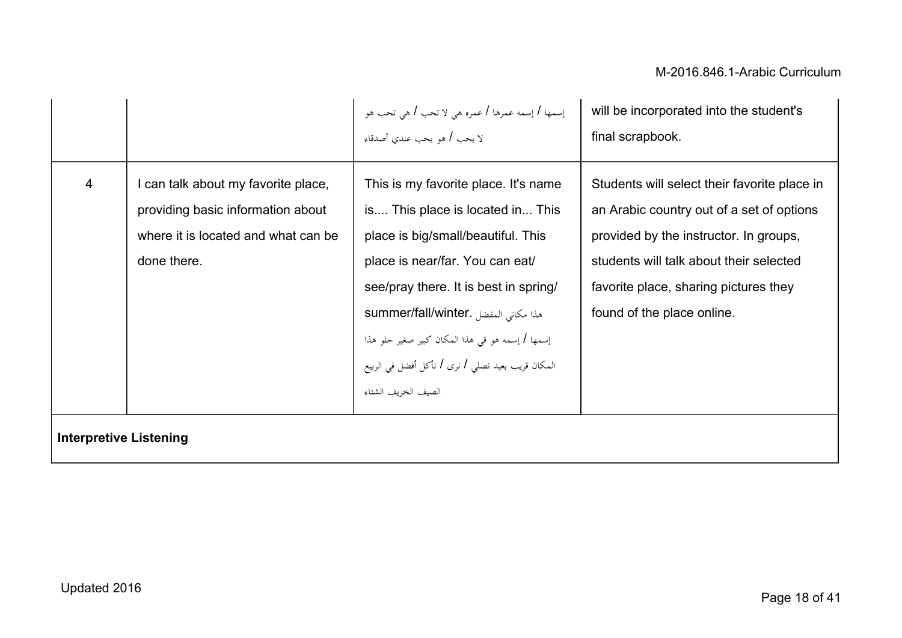| | | | |
|---|---|---|---|
| | | إسمها / إسمه عمرها / عمره هي لا تحب / هي تحب هو لا يحب / هو يحب عندي أصدقاء | will be incorporated into the student's final scrapbook. |
| 4 | I can talk about my favorite place, providing basic information about where it is located and what can be done there. | This is my favorite place. It's name is.... This place is located in... This place is big/small/beautiful. This place is near/far. You can eat/ see/pray there. It is best in spring/ summer/fall/winter. هذا مكاني المفضل إسمها / إسمه هو قي هذا المكان كبير صغير حلو هذا المكان قريب بعيد نصلي / نرى / نأكل أفضل في الربيع الصيف الخريف الشتاء | Students will select their favorite place in an Arabic country out of a set of options provided by the instructor. In groups, students will talk about their selected favorite place, sharing pictures they found of the place online. |
| **Interpretive Listening** | | | |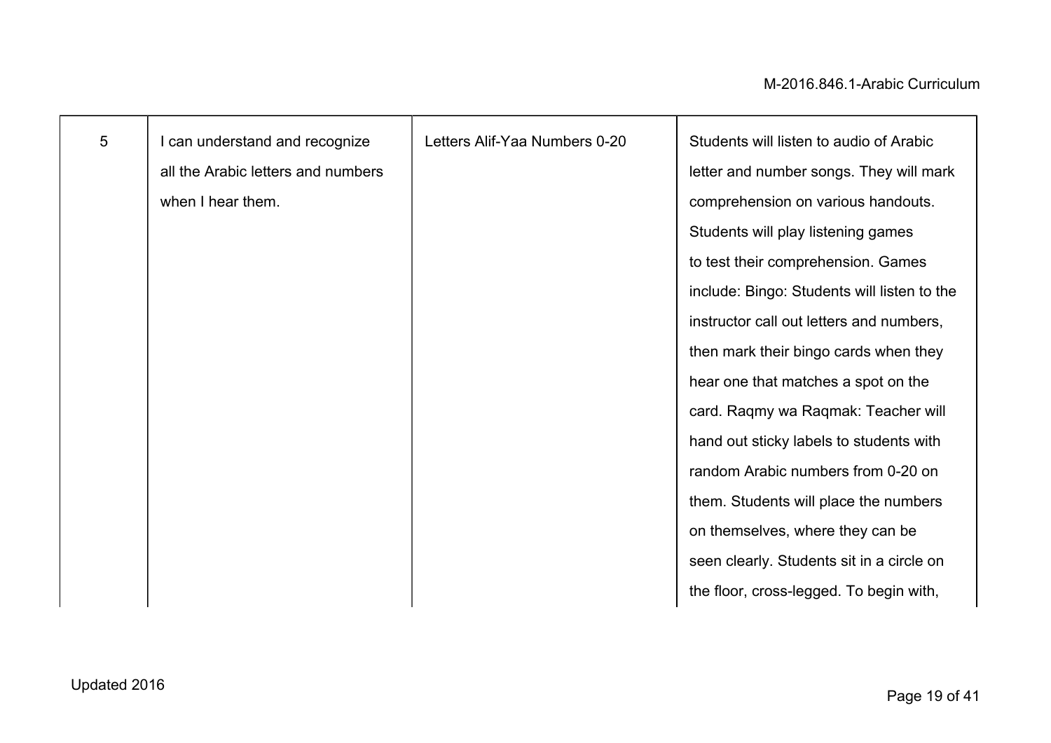| 5 | I can understand and recognize all the Arabic letters and numbers when I hear them. | Letters Alif-Yaa Numbers 0-20 | Students will listen to audio of Arabic letter and number songs. They will mark comprehension on various handouts. Students will play listening games to test their comprehension. Games include: Bingo: Students will listen to the instructor call out letters and numbers, then mark their bingo cards when they hear one that matches a spot on the card. Raqmy wa Raqmak: Teacher will hand out sticky labels to students with random Arabic numbers from 0-20 on them. Students will place the numbers on themselves, where they can be seen clearly. Students sit in a circle on the floor, cross-legged. To begin with, |
|---|---|---|---|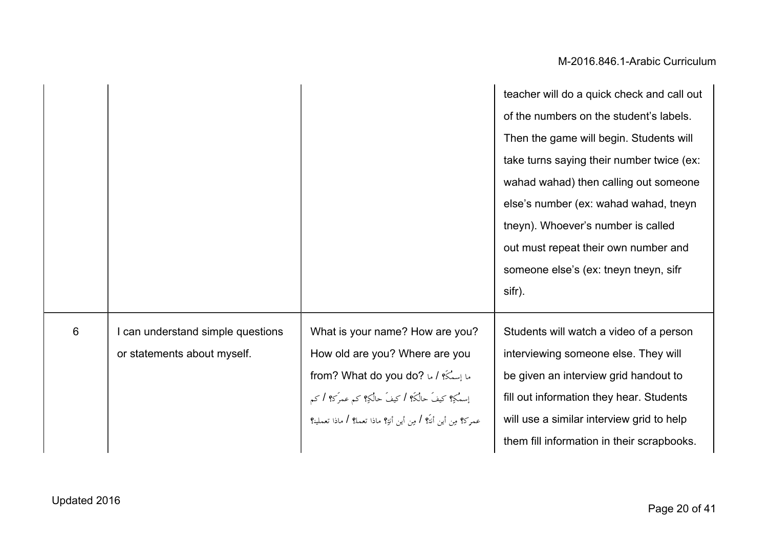| | | | |
|---|---|---|---|
| | | | teacher will do a quick check and call out of the numbers on the student's labels. Then the game will begin. Students will take turns saying their number twice (ex: wahad wahad) then calling out someone else's number (ex: wahad wahad, tneyn tneyn). Whoever's number is called out must repeat their own number and someone else's (ex: tneyn tneyn, sifr sifr). |
| 6 | I can understand simple questions or statements about myself. | What is your name? How are you? How old are you? Where are you from? What do you do? ما إسمُكَ؟ / ما إسمُكِ؟ كيفَ حالُكَ؟ / كيفَ حالُكِ؟ كم عمرَكَ؟ / كم عمركِ؟ مِن أين أنتَ؟ / مِن أين أنتِ؟ ماذا تعمل؟ / ماذا تعملين؟ | Students will watch a video of a person interviewing someone else. They will be given an interview grid handout to fill out information they hear. Students will use a similar interview grid to help them fill information in their scrapbooks. |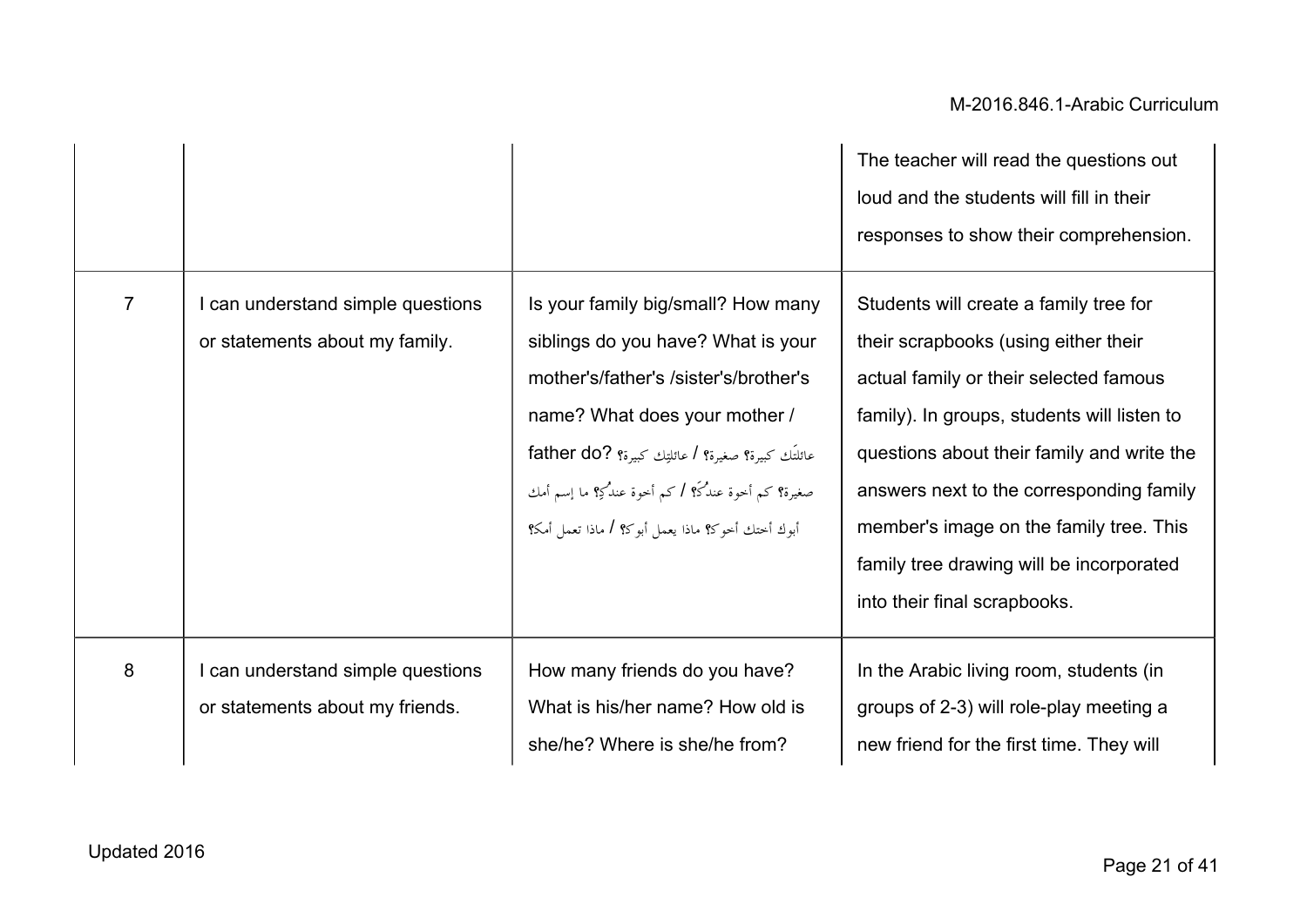| | | | |
|---|---|---|---|
| | | | The teacher will read the questions out loud and the students will fill in their responses to show their comprehension. |
| 7 | I can understand simple questions or statements about my family. | Is your family big/small? How many siblings do you have? What is your mother's/father's /sister's/brother's name? What does your mother / father do? عائلتَك كبيرة؟ صغيرة؟ / عائلتِك كبيرة؟ صغيرة؟ كم أخوة عندكَ؟ / كم أخوة عندكِ؟ ما إسم أمك أبوك أختك أخوك؟ ماذا يعمل أبوكَ؟ / ماذا تعمل أمكَ؟ | Students will create a family tree for their scrapbooks (using either their actual family or their selected famous family). In groups, students will listen to questions about their family and write the answers next to the corresponding family member's image on the family tree. This family tree drawing will be incorporated into their final scrapbooks. |
| 8 | I can understand simple questions or statements about my friends. | How many friends do you have? What is his/her name? How old is she/he? Where is she/he from? | In the Arabic living room, students (in groups of 2-3) will role-play meeting a new friend for the first time. They will |

Updated 2016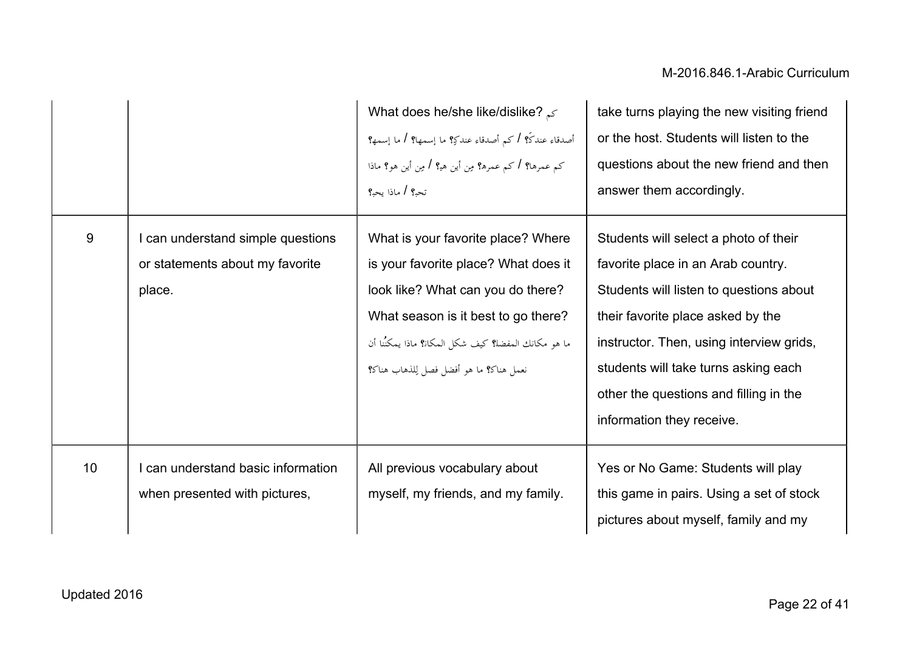| | | | |
|---|---|---|---|
| | | What does he/she like/dislike? كم أصدقاء عندكَ؟ / كم أصدقاء عندكِ؟ ما إسمها؟ / ما إسمه؟ كم عمرها؟ / كم عمره؟ مِن أين هي؟ / مِن أين هو؟ ماذا تحب؟ / ماذا يحب؟ | take turns playing the new visiting friend or the host. Students will listen to the questions about the new friend and then answer them accordingly. |
| 9 | I can understand simple questions or statements about my favorite place. | What is your favorite place? Where is your favorite place? What does it look like? What can you do there? What season is it best to go there? ما هو مكانك المفضل؟ كيف شكل المكان؟ ماذا يمكنُنا أن نعمل هناك؟ ما هو أفضل فصل لِلذهاب هناك؟ | Students will select a photo of their favorite place in an Arab country. Students will listen to questions about their favorite place asked by the instructor. Then, using interview grids, students will take turns asking each other the questions and filling in the information they receive. |
| 10 | I can understand basic information when presented with pictures, | All previous vocabulary about myself, my friends, and my family. | Yes or No Game: Students will play this game in pairs. Using a set of stock pictures about myself, family and my |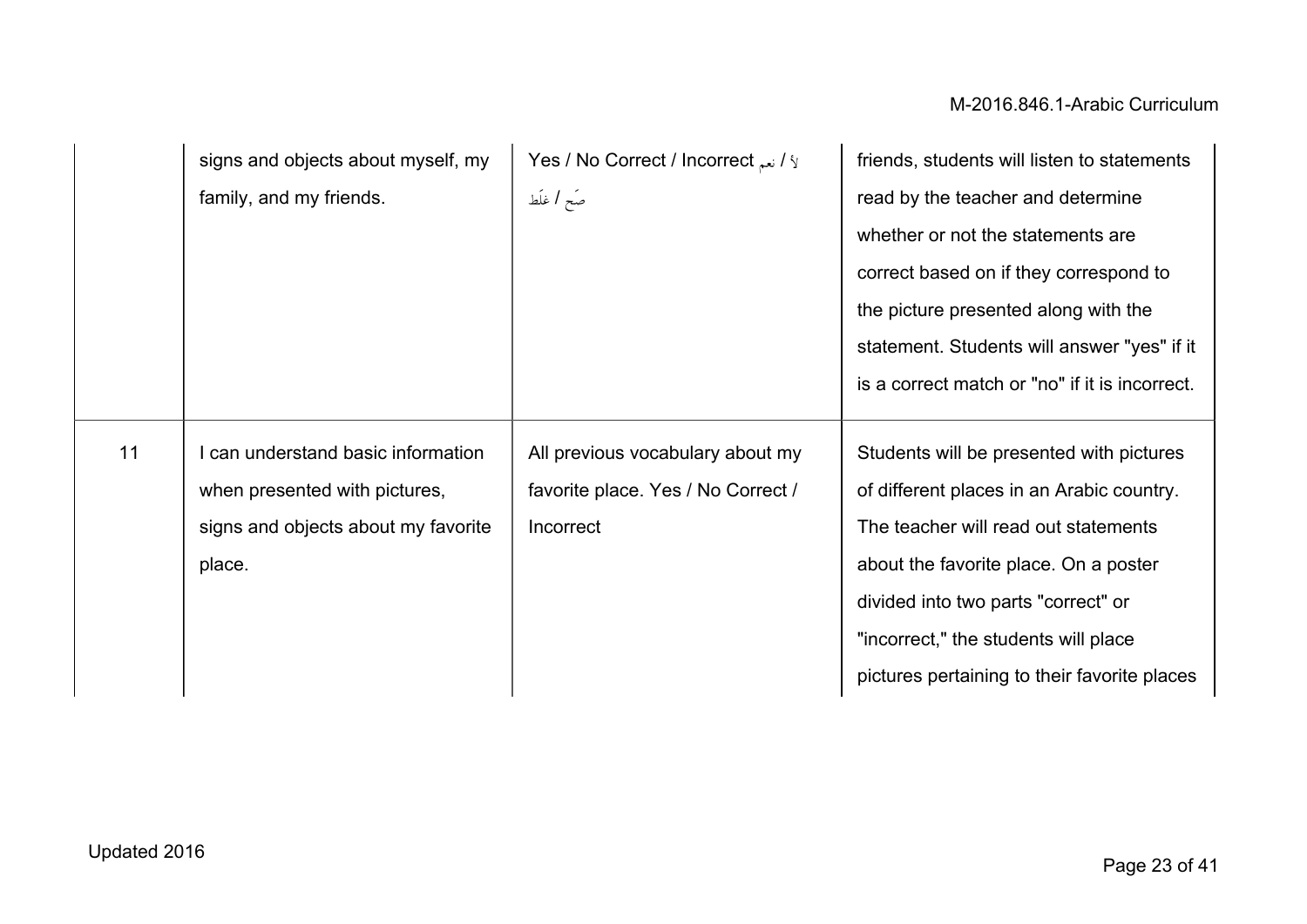| | | | |
|---|---|---|---|
| | signs and objects about myself, my family, and my friends. | Yes / No Correct / Incorrect لاَ / نعم صَح / غلَط | friends, students will listen to statements read by the teacher and determine whether or not the statements are correct based on if they correspond to the picture presented along with the statement. Students will answer "yes" if it is a correct match or "no" if it is incorrect. |
| 11 | I can understand basic information when presented with pictures, signs and objects about my favorite place. | All previous vocabulary about my favorite place. Yes / No Correct / Incorrect | Students will be presented with pictures of different places in an Arabic country. The teacher will read out statements about the favorite place. On a poster divided into two parts "correct" or "incorrect," the students will place pictures pertaining to their favorite places |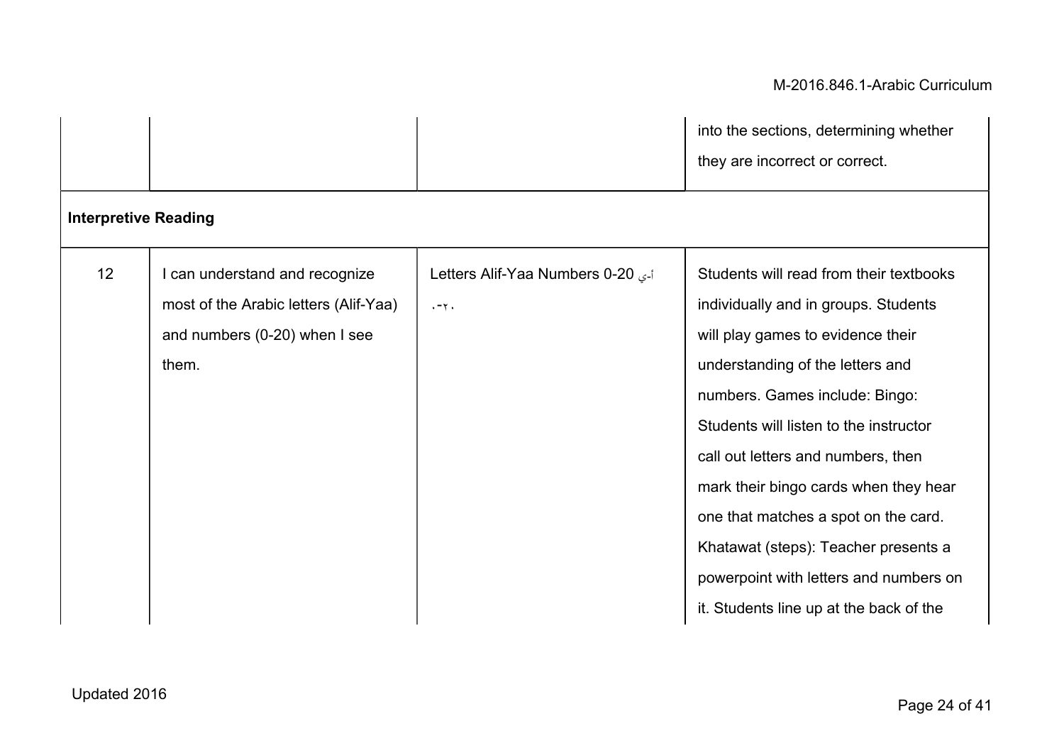| | | | |
|---|---|---|---|
| | | | into the sections, determining whether they are incorrect or correct. |
| **Interpretive Reading** | | | |
| 12 | I can understand and recognize most of the Arabic letters (Alif-Yaa) and numbers (0-20) when I see them. | Letters Alif-Yaa Numbers 0-20 أ-ي ٠-٢٠ | Students will read from their textbooks individually and in groups. Students will play games to evidence their understanding of the letters and numbers. Games include: Bingo: Students will listen to the instructor call out letters and numbers, then mark their bingo cards when they hear one that matches a spot on the card. Khatawat (steps): Teacher presents a powerpoint with letters and numbers on it. Students line up at the back of the |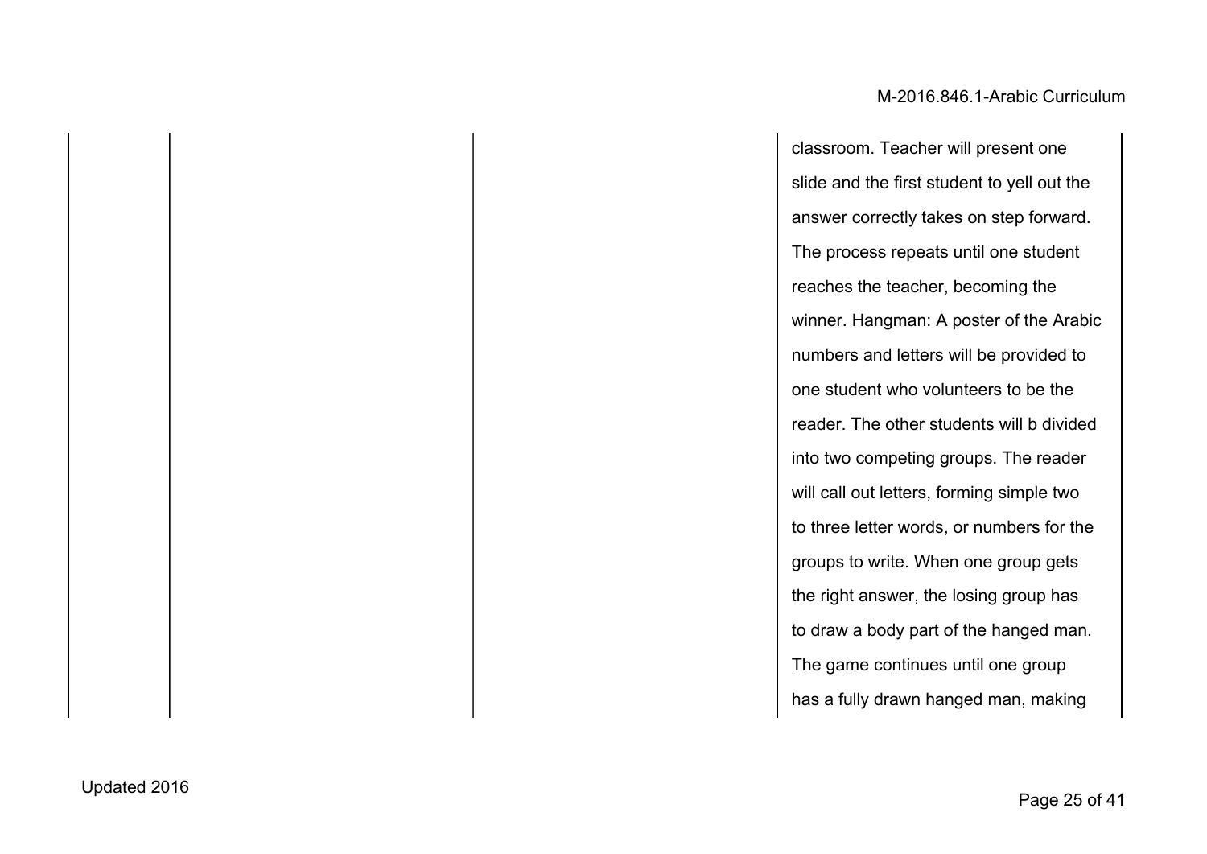| | | | |
|---|---|---|---|
| | | | classroom. Teacher will present one slide and the first student to yell out the answer correctly takes on step forward. The process repeats until one student reaches the teacher, becoming the winner. Hangman: A poster of the Arabic numbers and letters will be provided to one student who volunteers to be the reader. The other students will b divided into two competing groups. The reader will call out letters, forming simple two to three letter words, or numbers for the groups to write. When one group gets the right answer, the losing group has to draw a body part of the hanged man. The game continues until one group has a fully drawn hanged man, making |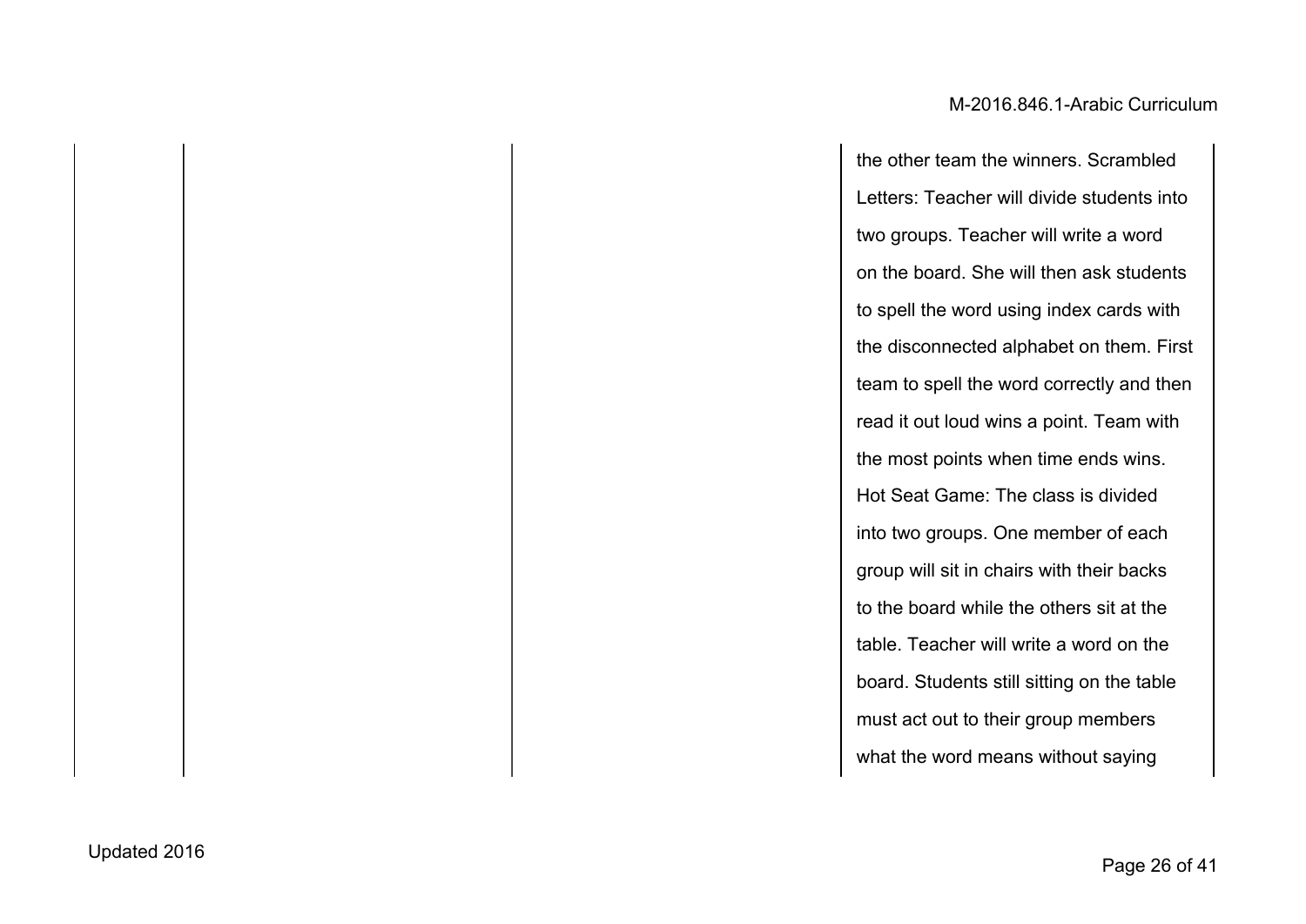| | | | |
|---|---|---|---|
| | | | the other team the winners. Scrambled Letters: Teacher will divide students into two groups. Teacher will write a word on the board. She will then ask students to spell the word using index cards with the disconnected alphabet on them. First team to spell the word correctly and then read it out loud wins a point. Team with the most points when time ends wins. Hot Seat Game: The class is divided into two groups. One member of each group will sit in chairs with their backs to the board while the others sit at the table. Teacher will write a word on the board. Students still sitting on the table must act out to their group members what the word means without saying |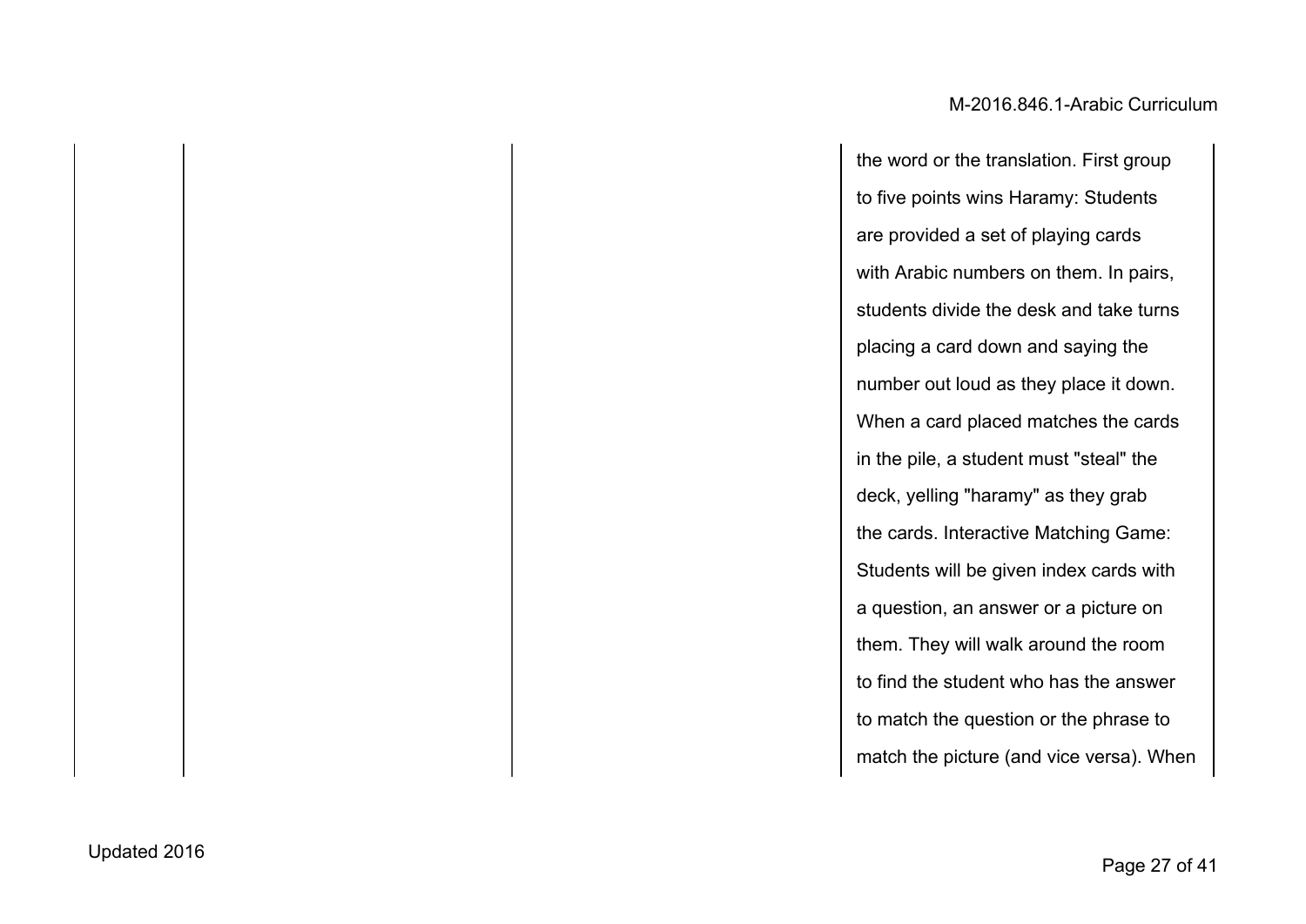|  |  |  | the word or the translation. First group to five points wins Haramy: Students are provided a set of playing cards with Arabic numbers on them. In pairs, students divide the desk and take turns placing a card down and saying the number out loud as they place it down. When a card placed matches the cards in the pile, a student must "steal" the deck, yelling "haramy" as they grab the cards. Interactive Matching Game: Students will be given index cards with a question, an answer or a picture on them. They will walk around the room to find the student who has the answer to match the question or the phrase to match the picture (and vice versa). When |
|---|---|---|---|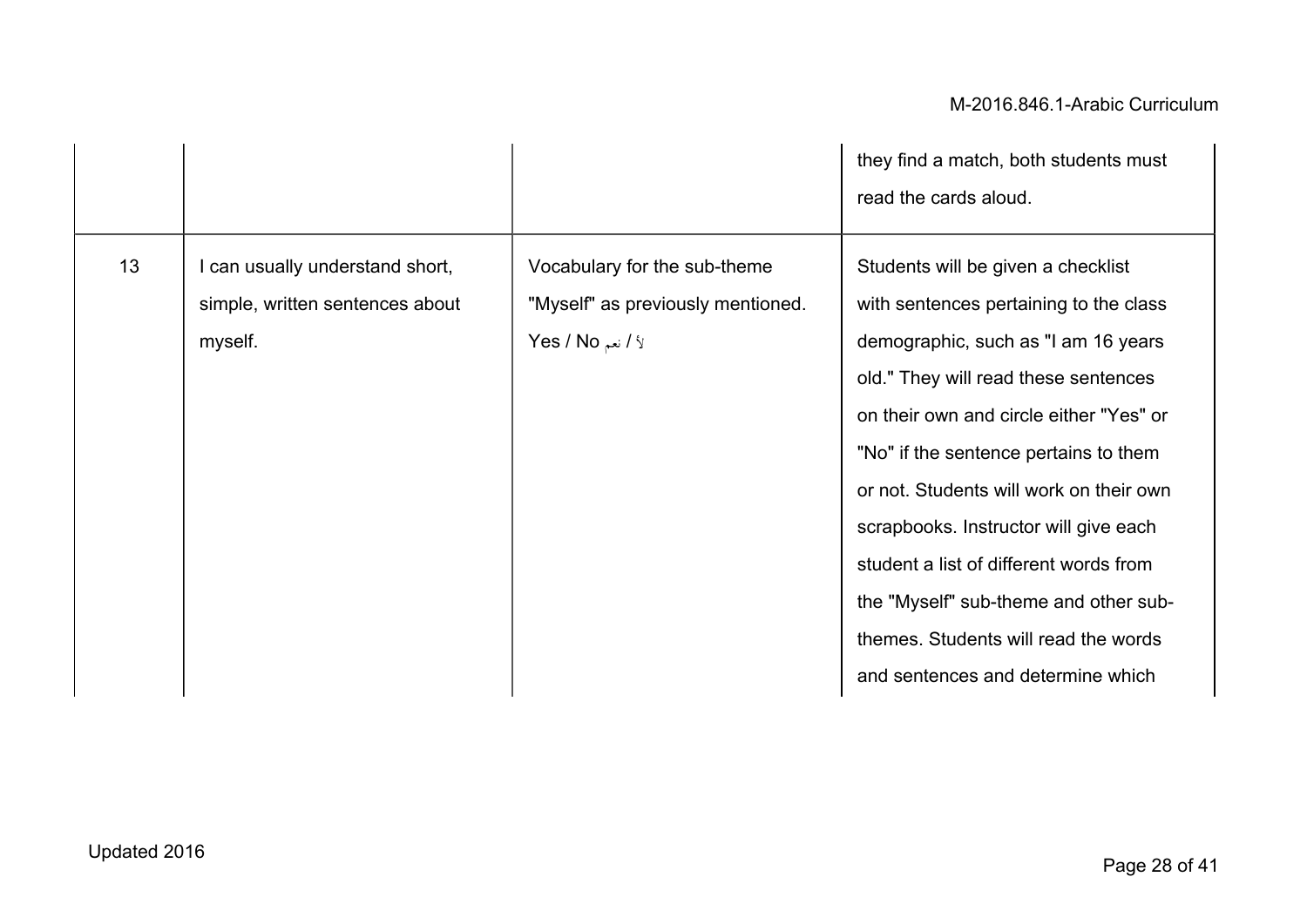| | | | |
|---|---|---|---|
| | | | they find a match, both students must read the cards aloud. |
| 13 | I can usually understand short, simple, written sentences about myself. | Vocabulary for the sub-theme "Myself" as previously mentioned. Yes / No نعم / لا | Students will be given a checklist with sentences pertaining to the class demographic, such as "I am 16 years old." They will read these sentences on their own and circle either "Yes" or "No" if the sentence pertains to them or not. Students will work on their own scrapbooks. Instructor will give each student a list of different words from the "Myself" sub-theme and other sub-themes. Students will read the words and sentences and determine which |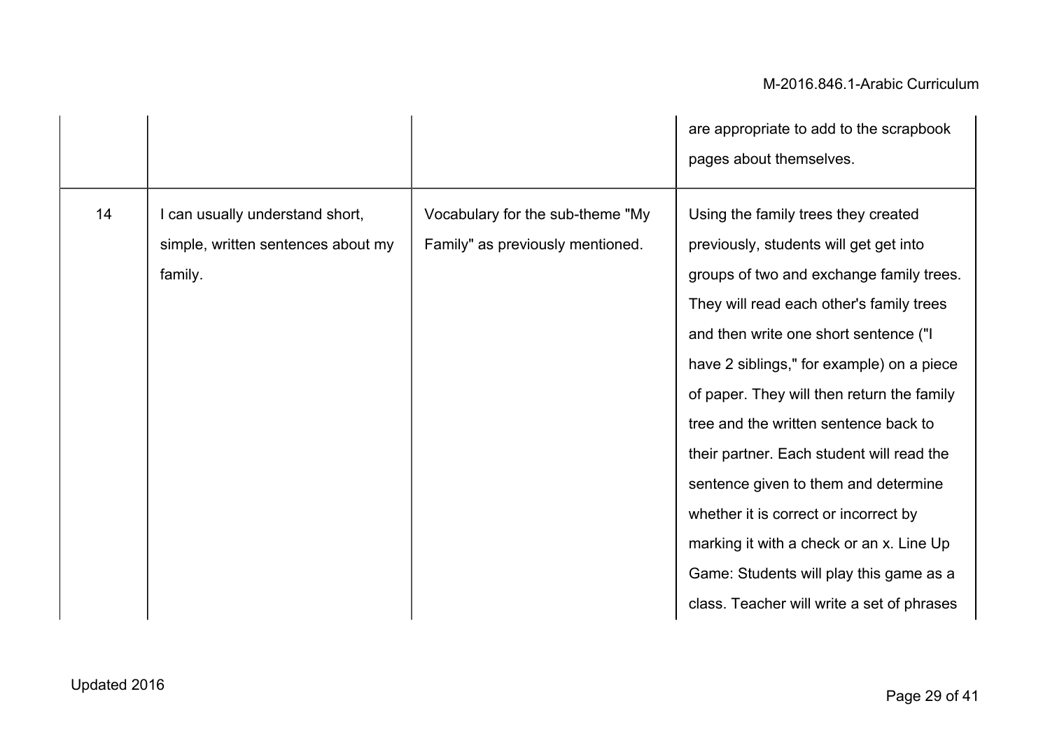| | | | |
|---|---|---|---|
| | | | are appropriate to add to the scrapbook pages about themselves. |
| 14 | I can usually understand short, simple, written sentences about my family. | Vocabulary for the sub-theme "My Family" as previously mentioned. | Using the family trees they created previously, students will get get into groups of two and exchange family trees. They will read each other's family trees and then write one short sentence ("I have 2 siblings," for example) on a piece of paper. They will then return the family tree and the written sentence back to their partner. Each student will read the sentence given to them and determine whether it is correct or incorrect by marking it with a check or an x. Line Up Game: Students will play this game as a class. Teacher will write a set of phrases |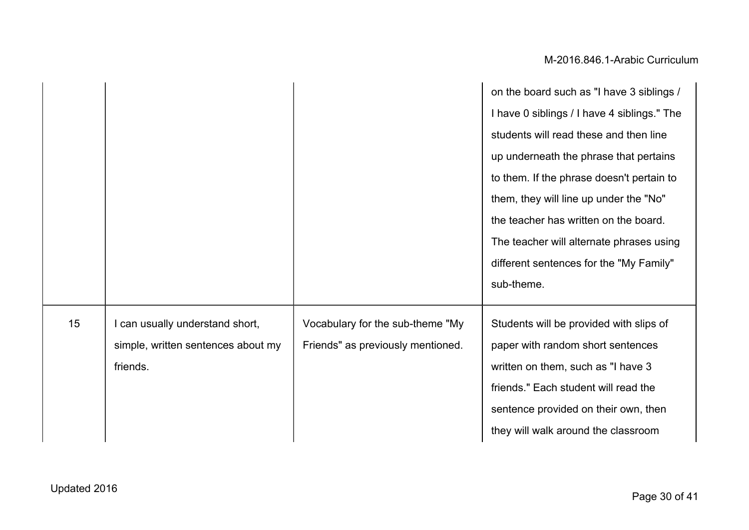| | | | |
|---|---|---|---|
| | | | on the board such as "I have 3 siblings / I have 0 siblings / I have 4 siblings." The students will read these and then line up underneath the phrase that pertains to them. If the phrase doesn't pertain to them, they will line up under the "No" the teacher has written on the board. The teacher will alternate phrases using different sentences for the "My Family" sub-theme. |
| 15 | I can usually understand short, simple, written sentences about my friends. | Vocabulary for the sub-theme "My Friends" as previously mentioned. | Students will be provided with slips of paper with random short sentences written on them, such as "I have 3 friends." Each student will read the sentence provided on their own, then they will walk around the classroom |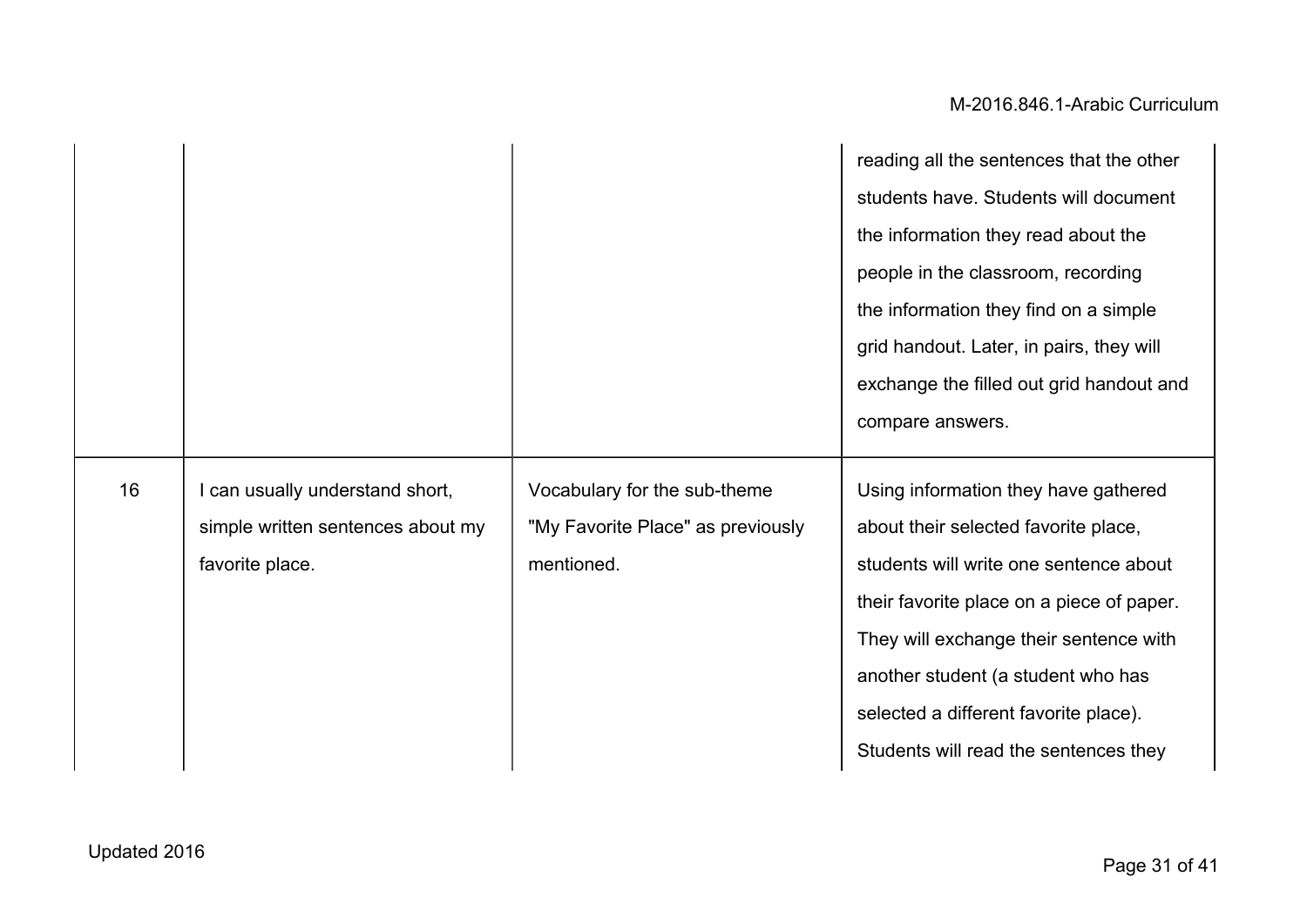| | | | |
|---|---|---|---|
| | | | reading all the sentences that the other students have. Students will document the information they read about the people in the classroom, recording the information they find on a simple grid handout. Later, in pairs, they will exchange the filled out grid handout and compare answers. |
| 16 | I can usually understand short, simple written sentences about my favorite place. | Vocabulary for the sub-theme "My Favorite Place" as previously mentioned. | Using information they have gathered about their selected favorite place, students will write one sentence about their favorite place on a piece of paper. They will exchange their sentence with another student (a student who has selected a different favorite place). Students will read the sentences they |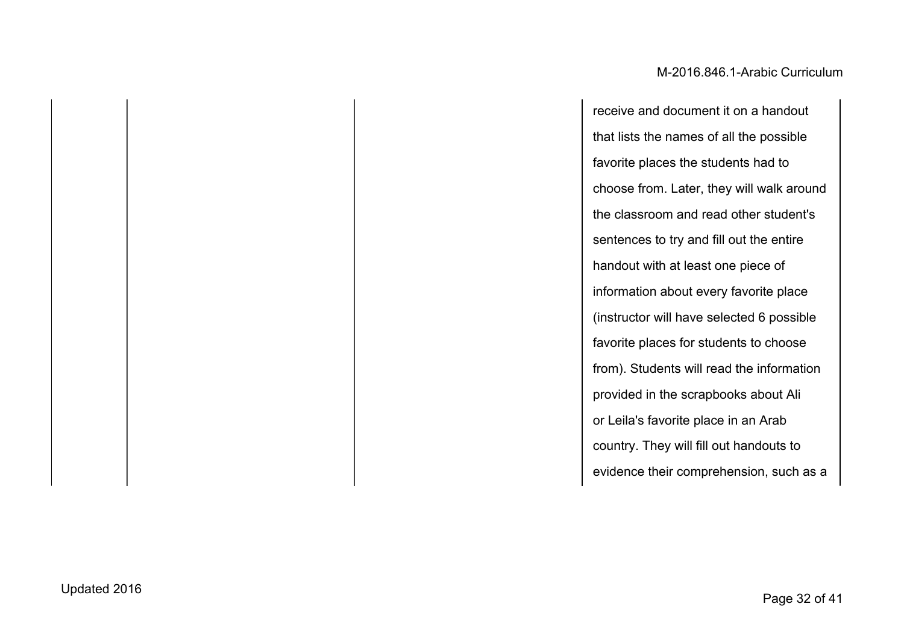| | | | |
|---|---|---|---|
| | | | receive and document it on a handout that lists the names of all the possible favorite places the students had to choose from. Later, they will walk around the classroom and read other student's sentences to try and fill out the entire handout with at least one piece of information about every favorite place (instructor will have selected 6 possible favorite places for students to choose from). Students will read the information provided in the scrapbooks about Ali or Leila's favorite place in an Arab country. They will fill out handouts to evidence their comprehension, such as a |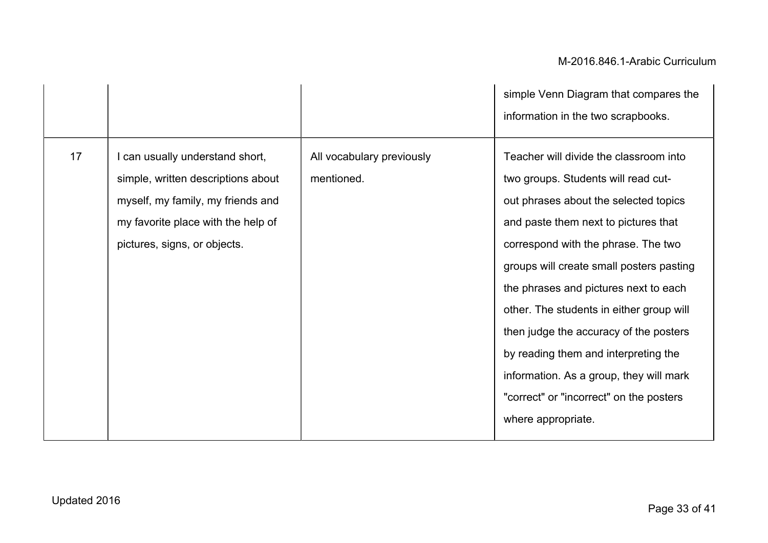|  |  |  |  |
|---|---|---|---|
|  |  |  | simple Venn Diagram that compares the information in the two scrapbooks. |
| 17 | I can usually understand short, simple, written descriptions about myself, my family, my friends and my favorite place with the help of pictures, signs, or objects. | All vocabulary previously mentioned. | Teacher will divide the classroom into two groups. Students will read cut-out phrases about the selected topics and paste them next to pictures that correspond with the phrase. The two groups will create small posters pasting the phrases and pictures next to each other. The students in either group will then judge the accuracy of the posters by reading them and interpreting the information. As a group, they will mark "correct" or "incorrect" on the posters where appropriate. |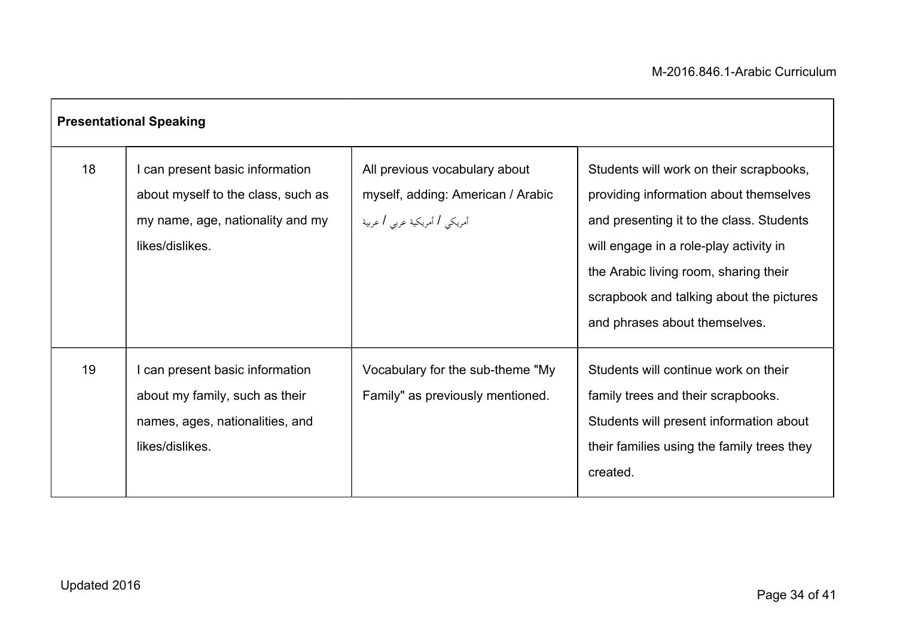| Presentational Speaking | | | |
|---|---|---|---|
| 18 | I can present basic information about myself to the class, such as my name, age, nationality and my likes/dislikes. | All previous vocabulary about myself, adding: American / Arabic أمريكي / أمريكية عربي / عربية | Students will work on their scrapbooks, providing information about themselves and presenting it to the class. Students will engage in a role-play activity in the Arabic living room, sharing their scrapbook and talking about the pictures and phrases about themselves. |
| 19 | I can present basic information about my family, such as their names, ages, nationalities, and likes/dislikes. | Vocabulary for the sub-theme "My Family" as previously mentioned. | Students will continue work on their family trees and their scrapbooks. Students will present information about their families using the family trees they created. |

Updated 2016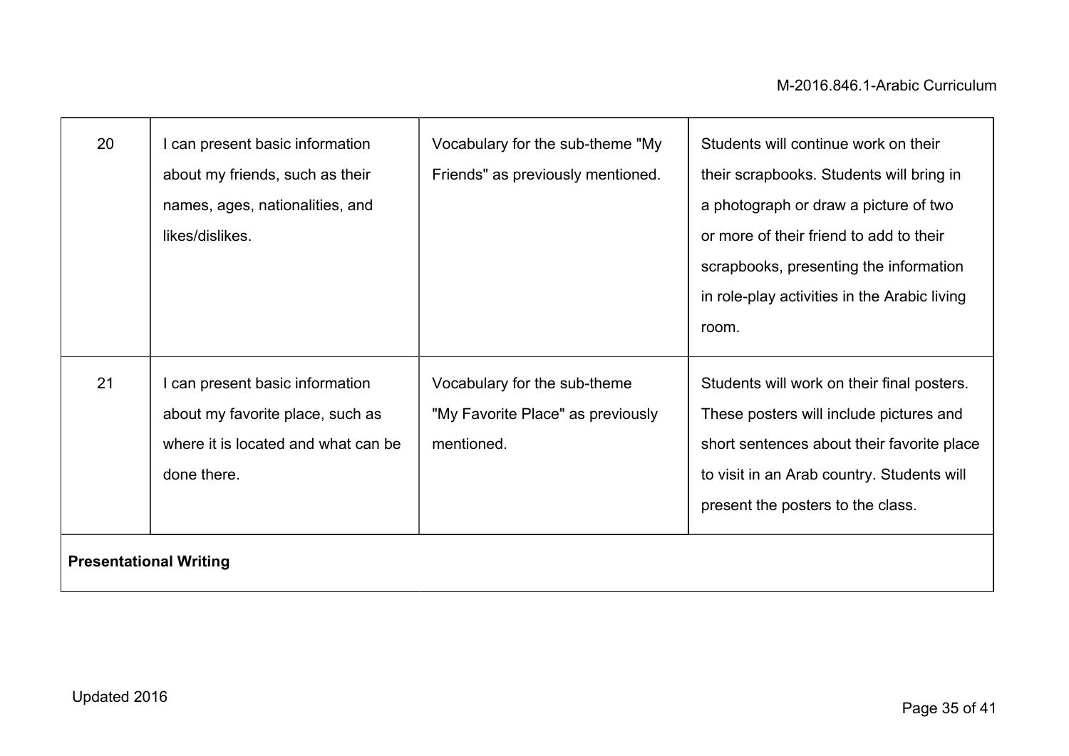| | | | |
|---|---|---|---|
| 20 | I can present basic information about my friends, such as their names, ages, nationalities, and likes/dislikes. | Vocabulary for the sub-theme "My Friends" as previously mentioned. | Students will continue work on their their scrapbooks. Students will bring in a photograph or draw a picture of two or more of their friend to add to their scrapbooks, presenting the information in role-play activities in the Arabic living room. |
| 21 | I can present basic information about my favorite place, such as where it is located and what can be done there. | Vocabulary for the sub-theme "My Favorite Place" as previously mentioned. | Students will work on their final posters. These posters will include pictures and short sentences about their favorite place to visit in an Arab country. Students will present the posters to the class. |
| **Presentational Writing** | | | |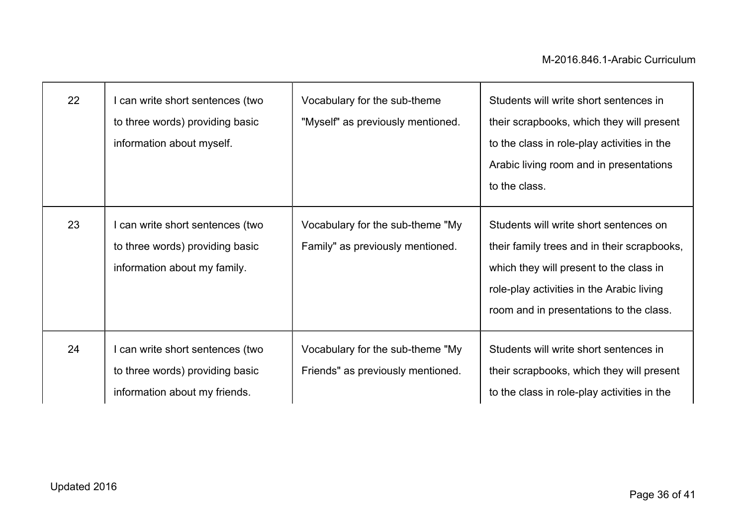| | | | |
|---|---|---|---|
| 22 | I can write short sentences (two to three words) providing basic information about myself. | Vocabulary for the sub-theme "Myself" as previously mentioned. | Students will write short sentences in their scrapbooks, which they will present to the class in role-play activities in the Arabic living room and in presentations to the class. |
| 23 | I can write short sentences (two to three words) providing basic information about my family. | Vocabulary for the sub-theme "My Family" as previously mentioned. | Students will write short sentences on their family trees and in their scrapbooks, which they will present to the class in role-play activities in the Arabic living room and in presentations to the class. |
| 24 | I can write short sentences (two to three words) providing basic information about my friends. | Vocabulary for the sub-theme "My Friends" as previously mentioned. | Students will write short sentences in their scrapbooks, which they will present to the class in role-play activities in the |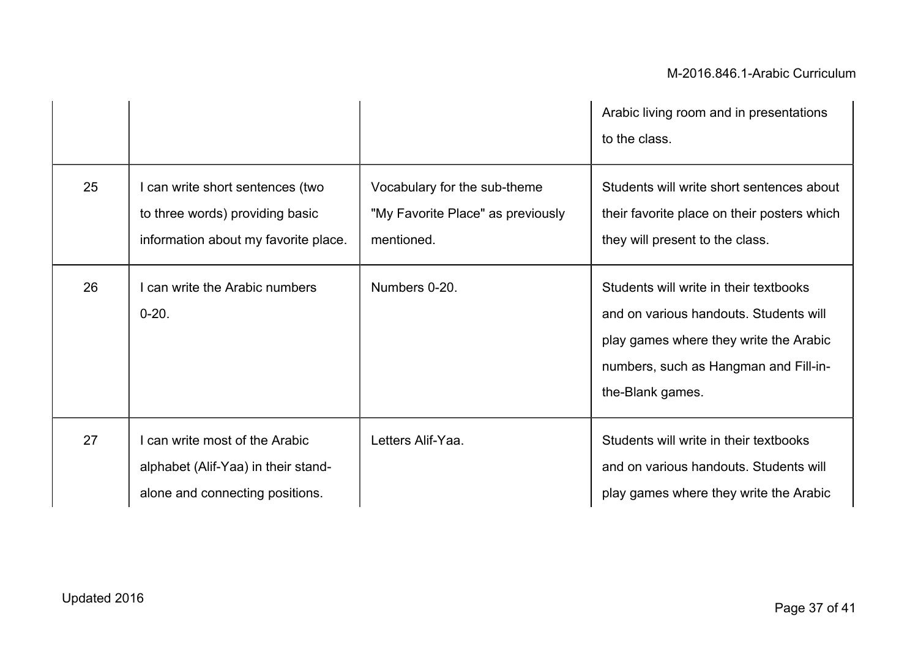| | | | |
|---|---|---|---|
| | | | Arabic living room and in presentations to the class. |
| 25 | I can write short sentences (two to three words) providing basic information about my favorite place. | Vocabulary for the sub-theme "My Favorite Place" as previously mentioned. | Students will write short sentences about their favorite place on their posters which they will present to the class. |
| 26 | I can write the Arabic numbers 0-20. | Numbers 0-20. | Students will write in their textbooks and on various handouts. Students will play games where they write the Arabic numbers, such as Hangman and Fill-in-the-Blank games. |
| 27 | I can write most of the Arabic alphabet (Alif-Yaa) in their stand-alone and connecting positions. | Letters Alif-Yaa. | Students will write in their textbooks and on various handouts. Students will play games where they write the Arabic |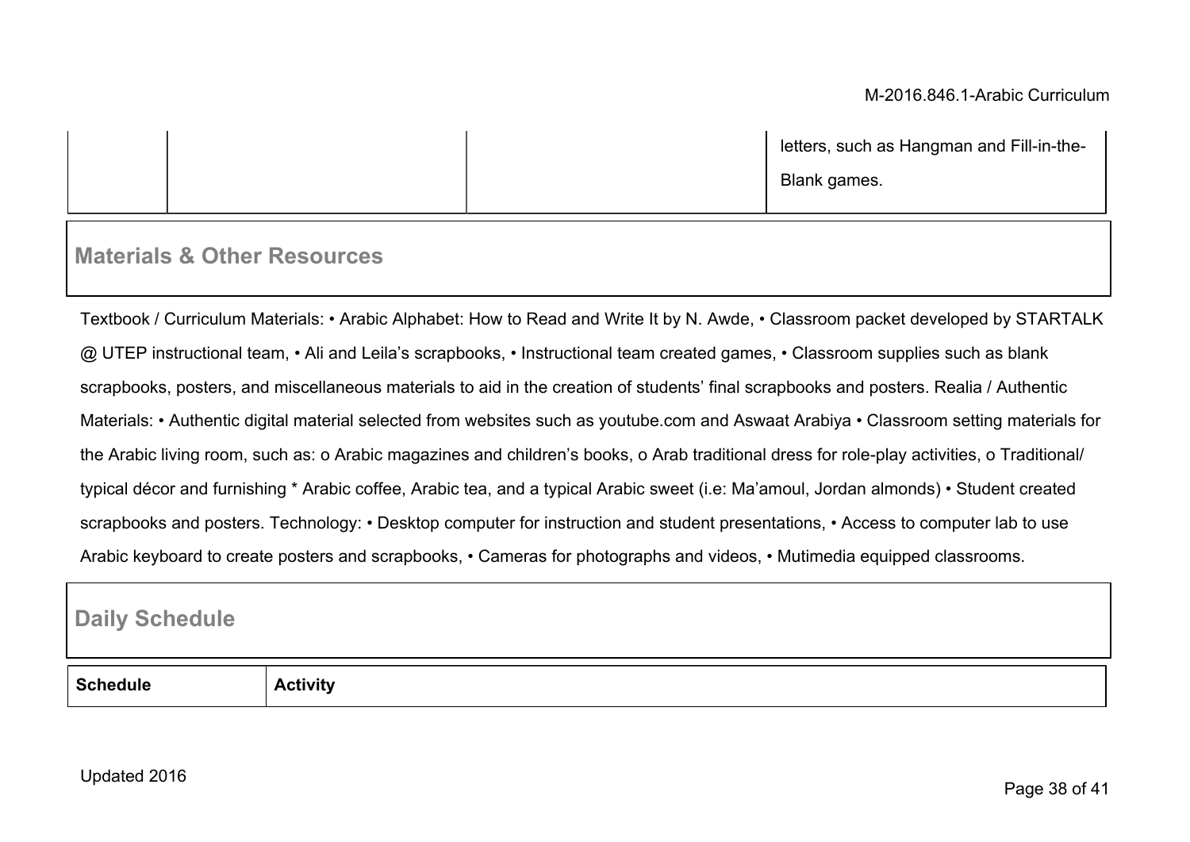| | | | letters, such as Hangman and Fill-in-the-Blank games. |
|---|---|---|---|

## Materials & Other Resources

Textbook / Curriculum Materials: • Arabic Alphabet: How to Read and Write It by N. Awde, • Classroom packet developed by STARTALK @ UTEP instructional team, • Ali and Leila's scrapbooks, • Instructional team created games, • Classroom supplies such as blank scrapbooks, posters, and miscellaneous materials to aid in the creation of students' final scrapbooks and posters. Realia / Authentic Materials: • Authentic digital material selected from websites such as youtube.com and Aswaat Arabiya • Classroom setting materials for the Arabic living room, such as: o Arabic magazines and children's books, o Arab traditional dress for role-play activities, o Traditional/ typical décor and furnishing * Arabic coffee, Arabic tea, and a typical Arabic sweet (i.e: Ma'amoul, Jordan almonds) • Student created scrapbooks and posters. Technology: • Desktop computer for instruction and student presentations, • Access to computer lab to use Arabic keyboard to create posters and scrapbooks, • Cameras for photographs and videos, • Mutimedia equipped classrooms.

## Daily Schedule

| Schedule | Activity |
|---|---|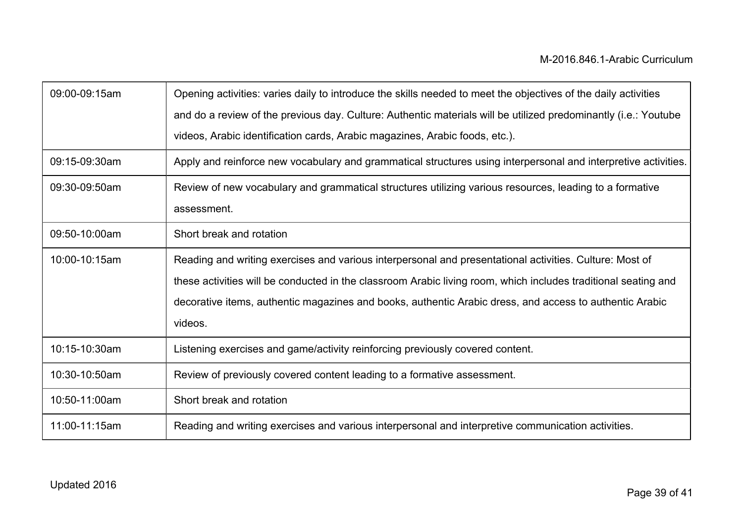| 09:00-09:15am | Opening activities: varies daily to introduce the skills needed to meet the objectives of the daily activities and do a review of the previous day. Culture: Authentic materials will be utilized predominantly (i.e.: Youtube videos, Arabic identification cards, Arabic magazines, Arabic foods, etc.). |
|---|---|
| 09:15-09:30am | Apply and reinforce new vocabulary and grammatical structures using interpersonal and interpretive activities. |
| 09:30-09:50am | Review of new vocabulary and grammatical structures utilizing various resources, leading to a formative assessment. |
| 09:50-10:00am | Short break and rotation |
| 10:00-10:15am | Reading and writing exercises and various interpersonal and presentational activities. Culture: Most of these activities will be conducted in the classroom Arabic living room, which includes traditional seating and decorative items, authentic magazines and books, authentic Arabic dress, and access to authentic Arabic videos. |
| 10:15-10:30am | Listening exercises and game/activity reinforcing previously covered content. |
| 10:30-10:50am | Review of previously covered content leading to a formative assessment. |
| 10:50-11:00am | Short break and rotation |
| 11:00-11:15am | Reading and writing exercises and various interpersonal and interpretive communication activities. |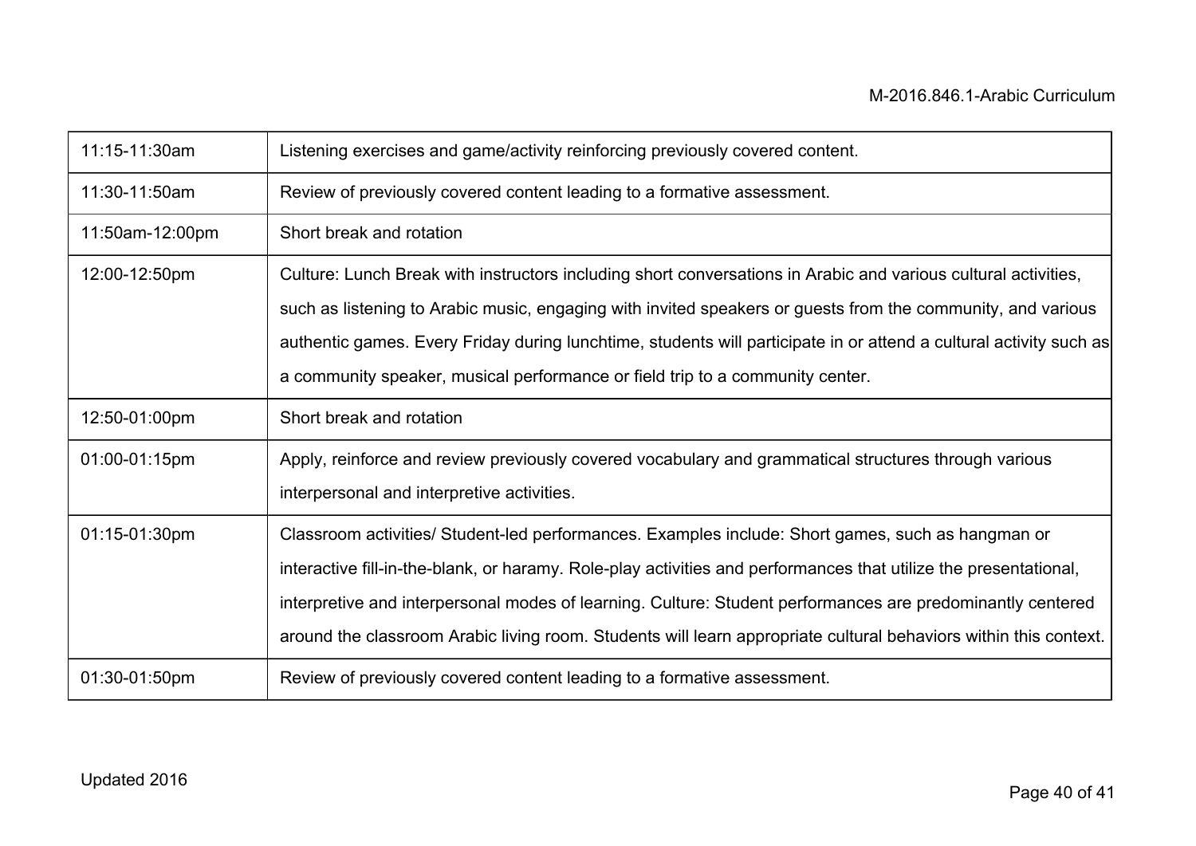| | |
|---|---|
| 11:15-11:30am | Listening exercises and game/activity reinforcing previously covered content. |
| 11:30-11:50am | Review of previously covered content leading to a formative assessment. |
| 11:50am-12:00pm | Short break and rotation |
| 12:00-12:50pm | Culture: Lunch Break with instructors including short conversations in Arabic and various cultural activities, such as listening to Arabic music, engaging with invited speakers or guests from the community, and various authentic games. Every Friday during lunchtime, students will participate in or attend a cultural activity such as a community speaker, musical performance or field trip to a community center. |
| 12:50-01:00pm | Short break and rotation |
| 01:00-01:15pm | Apply, reinforce and review previously covered vocabulary and grammatical structures through various interpersonal and interpretive activities. |
| 01:15-01:30pm | Classroom activities/ Student-led performances. Examples include: Short games, such as hangman or interactive fill-in-the-blank, or haramy. Role-play activities and performances that utilize the presentational, interpretive and interpersonal modes of learning. Culture: Student performances are predominantly centered around the classroom Arabic living room. Students will learn appropriate cultural behaviors within this context. |
| 01:30-01:50pm | Review of previously covered content leading to a formative assessment. |

Updated 2016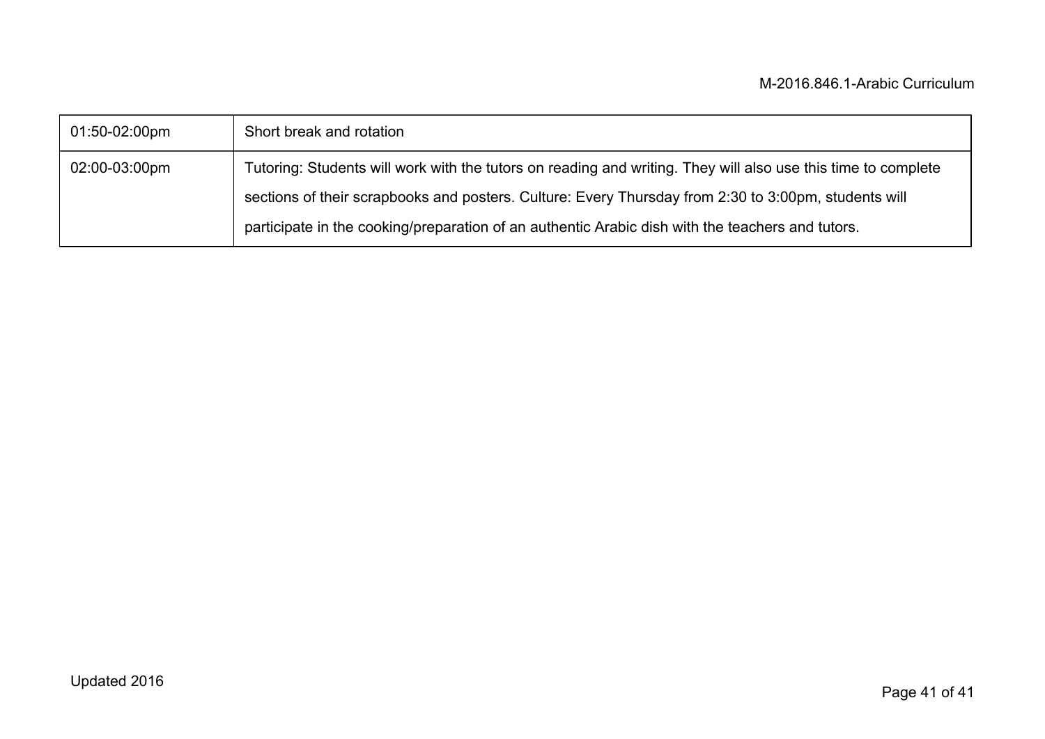| | |
|---|---|
| 01:50-02:00pm | Short break and rotation |
| 02:00-03:00pm | Tutoring: Students will work with the tutors on reading and writing. They will also use this time to complete sections of their scrapbooks and posters. Culture: Every Thursday from 2:30 to 3:00pm, students will participate in the cooking/preparation of an authentic Arabic dish with the teachers and tutors. |